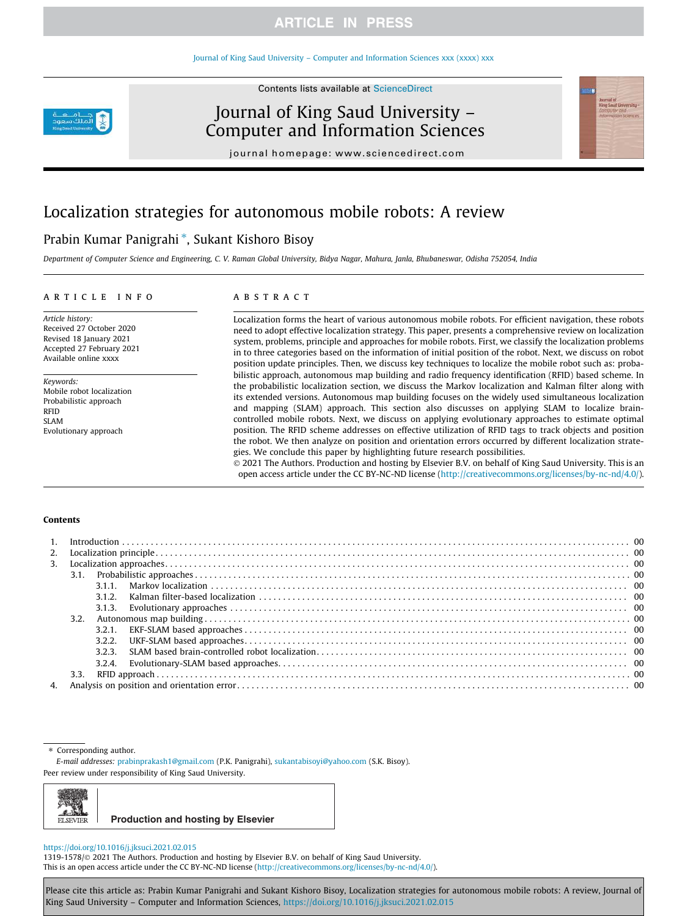# Localization strategies for autonomous mobile robots: A review

Prabin Kumar Panigrahi *, Sukant Kishoro Bisoy

*Department of Computer Science and Engineering, C. V. Raman Global University, Bidya Nagar, Mahura, Janla, Bhubaneswar, Odisha 752054, India*

## ARTICLE INFO

*Article history:*
Received 27 October 2020
Revised 18 January 2021
Accepted 27 February 2021
Available online xxxx

*Keywords:*
Mobile robot localization
Probabilistic approach
RFID
SLAM
Evolutionary approach

## ABSTRACT

Localization forms the heart of various autonomous mobile robots. For efficient navigation, these robots need to adopt effective localization strategy. This paper, presents a comprehensive review on localization system, problems, principle and approaches for mobile robots. First, we classify the localization problems in to three categories based on the information of initial position of the robot. Next, we discuss on robot position update principles. Then, we discuss key techniques to localize the mobile robot such as: probabilistic approach, autonomous map building and radio frequency identification (RFID) based scheme. In the probabilistic localization section, we discuss the Markov localization and Kalman filter along with its extended versions. Autonomous map building focuses on the widely used simultaneous localization and mapping (SLAM) approach. This section also discusses on applying SLAM to localize brain-controlled mobile robots. Next, we discuss on applying evolutionary approaches to estimate optimal position. The RFID scheme addresses on effective utilization of RFID tags to track objects and position the robot. We then analyze on position and orientation errors occurred by different localization strategies. We conclude this paper by highlighting future research possibilities.

© 2021 The Authors. Production and hosting by Elsevier B.V. on behalf of King Saud University. This is an open access article under the CC BY-NC-ND license (http://creativecommons.org/licenses/by-nc-nd/4.0/).

## Contents

1. Introduction . . . 00
2. Localization principle . . . 00
3. Localization approaches . . . 00
   - 3.1. Probabilistic approaches . . . 00
     - 3.1.1. Markov localization . . . 00
     - 3.1.2. Kalman filter-based localization . . . 00
     - 3.1.3. Evolutionary approaches . . . 00
   - 3.2. Autonomous map building . . . 00
     - 3.2.1. EKF-SLAM based approaches . . . 00
     - 3.2.2. UKF-SLAM based approaches . . . 00
     - 3.2.3. SLAM based brain-controlled robot localization . . . 00
     - 3.2.4. Evolutionary-SLAM based approaches . . . 00
   - 3.3. RFID approach . . . 00
4. Analysis on position and orientation error . . . 00

* Corresponding author.
*E-mail addresses:* prabinprakash1@gmail.com (P.K. Panigrahi), sukantabisoyi@yahoo.com (S.K. Bisoy).

Peer review under responsibility of King Saud University.

Production and hosting by Elsevier

https://doi.org/10.1016/j.jksuci.2021.02.015
1319-1578/© 2021 The Authors. Production and hosting by Elsevier B.V. on behalf of King Saud University.
This is an open access article under the CC BY-NC-ND license (http://creativecommons.org/licenses/by-nc-nd/4.0/).

Please cite this article as: Prabin Kumar Panigrahi and Sukant Kishoro Bisoy, Localization strategies for autonomous mobile robots: A review, Journal of King Saud University – Computer and Information Sciences, https://doi.org/10.1016/j.jksuci.2021.02.015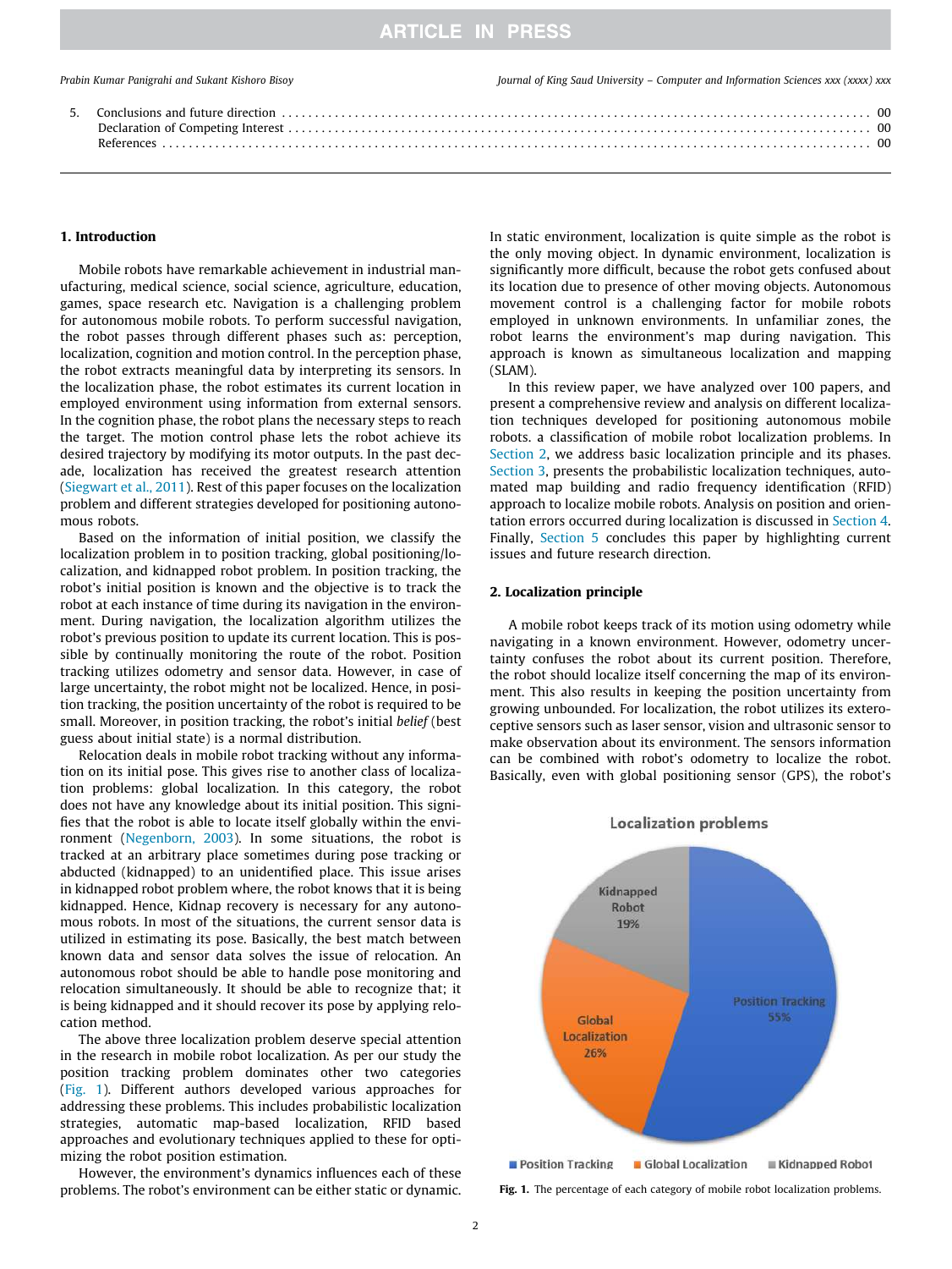| 5. | Conclusions and future direction | 00 |
|---|---|---|
| | Declaration of Competing Interest | 00 |
| | References | 00 |

## 1. Introduction

Mobile robots have remarkable achievement in industrial manufacturing, medical science, social science, agriculture, education, games, space research etc. Navigation is a challenging problem for autonomous mobile robots. To perform successful navigation, the robot passes through different phases such as: perception, localization, cognition and motion control. In the perception phase, the robot extracts meaningful data by interpreting its sensors. In the localization phase, the robot estimates its current location in employed environment using information from external sensors. In the cognition phase, the robot plans the necessary steps to reach the target. The motion control phase lets the robot achieve its desired trajectory by modifying its motor outputs. In the past decade, localization has received the greatest research attention (Siegwart et al., 2011). Rest of this paper focuses on the localization problem and different strategies developed for positioning autonomous robots.

Based on the information of initial position, we classify the localization problem in to position tracking, global positioning/localization, and kidnapped robot problem. In position tracking, the robot's initial position is known and the objective is to track the robot at each instance of time during its navigation in the environment. During navigation, the localization algorithm utilizes the robot's previous position to update its current location. This is possible by continually monitoring the route of the robot. Position tracking utilizes odometry and sensor data. However, in case of large uncertainty, the robot might not be localized. Hence, in position tracking, the position uncertainty of the robot is required to be small. Moreover, in position tracking, the robot's initial *belief* (best guess about initial state) is a normal distribution.

Relocation deals in mobile robot tracking without any information on its initial pose. This gives rise to another class of localization problems: global localization. In this category, the robot does not have any knowledge about its initial position. This signifies that the robot is able to locate itself globally within the environment (Negenborn, 2003). In some situations, the robot is tracked at an arbitrary place sometimes during pose tracking or abducted (kidnapped) to an unidentified place. This issue arises in kidnapped robot problem where, the robot knows that it is being kidnapped. Hence, Kidnap recovery is necessary for any autonomous robots. In most of the situations, the current sensor data is utilized in estimating its pose. Basically, the best match between known data and sensor data solves the issue of relocation. An autonomous robot should be able to handle pose monitoring and relocation simultaneously. It should be able to recognize that; it is being kidnapped and it should recover its pose by applying relocation method.

The above three localization problem deserve special attention in the research in mobile robot localization. As per our study the position tracking problem dominates other two categories (Fig. 1). Different authors developed various approaches for addressing these problems. This includes probabilistic localization strategies, automatic map-based localization, RFID based approaches and evolutionary techniques applied to these for optimizing the robot position estimation.

However, the environment's dynamics influences each of these problems. The robot's environment can be either static or dynamic. In static environment, localization is quite simple as the robot is the only moving object. In dynamic environment, localization is significantly more difficult, because the robot gets confused about its location due to presence of other moving objects. Autonomous movement control is a challenging factor for mobile robots employed in unknown environments. In unfamiliar zones, the robot learns the environment's map during navigation. This approach is known as simultaneous localization and mapping (SLAM).

In this review paper, we have analyzed over 100 papers, and present a comprehensive review and analysis on different localization techniques developed for positioning autonomous mobile robots. a classification of mobile robot localization problems. In Section 2, we address basic localization principle and its phases. Section 3, presents the probabilistic localization techniques, automated map building and radio frequency identification (RFID) approach to localize mobile robots. Analysis on position and orientation errors occurred during localization is discussed in Section 4. Finally, Section 5 concludes this paper by highlighting current issues and future research direction.

## 2. Localization principle

A mobile robot keeps track of its motion using odometry while navigating in a known environment. However, odometry uncertainty confuses the robot about its current position. Therefore, the robot should localize itself concerning the map of its environment. This also results in keeping the position uncertainty from growing unbounded. For localization, the robot utilizes its exteroceptive sensors such as laser sensor, vision and ultrasonic sensor to make observation about its environment. The sensors information can be combined with robot's odometry to localize the robot. Basically, even with global positioning sensor (GPS), the robot's

Localization problems: Position Tracking 55%, Global Localization 26%, Kidnapped Robot 19%

**Fig. 1.** The percentage of each category of mobile robot localization problems.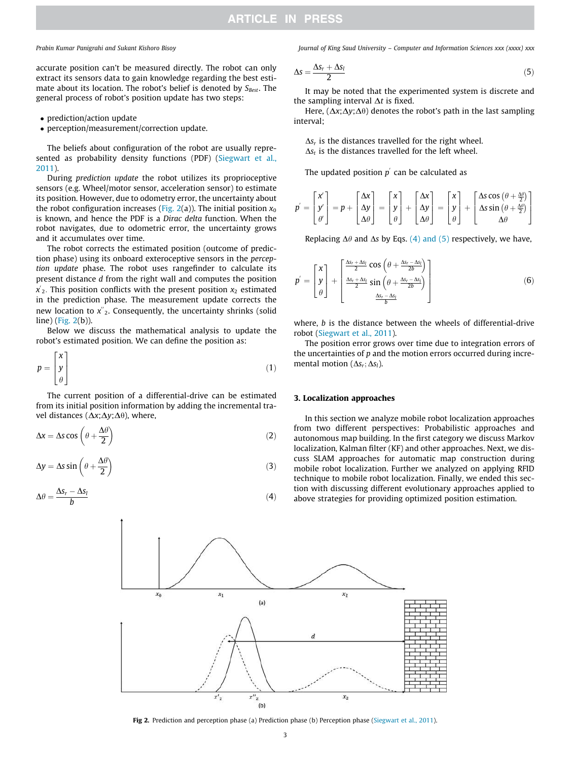accurate position can't be measured directly. The robot can only extract its sensors data to gain knowledge regarding the best estimate about its location. The robot's belief is denoted by $S_{Best}$. The general process of robot's position update has two steps:

- prediction/action update
- perception/measurement/correction update.

The beliefs about configuration of the robot are usually represented as probability density functions (PDF) (Siegwart et al., 2011).

During *prediction update* the robot utilizes its proprioceptive sensors (e.g. Wheel/motor sensor, acceleration sensor) to estimate its position. However, due to odometry error, the uncertainty about the robot configuration increases (Fig. 2(a)). The initial position $x_0$ is known, and hence the PDF is a *Dirac delta* function. When the robot navigates, due to odometric error, the uncertainty grows and it accumulates over time.

The robot corrects the estimated position (outcome of prediction phase) using its onboard exteroceptive sensors in the *perception update* phase. The robot uses rangefinder to calculate its present distance $d$ from the right wall and computes the position $x'_2$. This position conflicts with the present position $x_2$ estimated in the prediction phase. The measurement update corrects the new location to $x''_2$. Consequently, the uncertainty shrinks (solid line) (Fig. 2(b)).

Below we discuss the mathematical analysis to update the robot's estimated position. We can define the position as:

$$p = \begin{bmatrix} x \\ y \\ \theta \end{bmatrix} \tag{1}$$

The current position of a differential-drive can be estimated from its initial position information by adding the incremental travel distances ($\Delta x; \Delta y; \Delta\theta$), where,

$$\Delta x = \Delta s \cos\left(\theta + \frac{\Delta\theta}{2}\right) \tag{2}$$

$$\Delta y = \Delta s \sin\left(\theta + \frac{\Delta\theta}{2}\right) \tag{3}$$

$$\Delta\theta = \frac{\Delta s_r - \Delta s_l}{b} \tag{4}$$

$$\Delta s = \frac{\Delta s_r + \Delta s_l}{2} \tag{5}$$

It may be noted that the experimented system is discrete and the sampling interval $\Delta t$ is fixed.

Here, ($\Delta x; \Delta y; \Delta\theta$) denotes the robot's path in the last sampling interval;

$\Delta s_r$ is the distances travelled for the right wheel.
$\Delta s_l$ is the distances travelled for the left wheel.

The updated position $p'$ can be calculated as

$$p' = \begin{bmatrix} x' \\ y' \\ \theta' \end{bmatrix} = p + \begin{bmatrix} \Delta x \\ \Delta y \\ \Delta\theta \end{bmatrix} = \begin{bmatrix} x \\ y \\ \theta \end{bmatrix} + \begin{bmatrix} \Delta x \\ \Delta y \\ \Delta\theta \end{bmatrix} = \begin{bmatrix} x \\ y \\ \theta \end{bmatrix} + \begin{bmatrix} \Delta s \cos\left(\theta + \frac{\Delta\theta}{2}\right) \\ \Delta s \sin\left(\theta + \frac{\Delta\theta}{2}\right) \\ \Delta\theta \end{bmatrix}$$

Replacing $\Delta\theta$ and $\Delta s$ by Eqs. (4) and (5) respectively, we have,

$$p' = \begin{bmatrix} x \\ y \\ \theta \end{bmatrix} + \begin{bmatrix} \frac{\Delta s_r + \Delta s_l}{2} \cos\left(\theta + \frac{\Delta s_r - \Delta s_l}{2b}\right) \\ \frac{\Delta s_r + \Delta s_l}{2} \sin\left(\theta + \frac{\Delta s_r - \Delta s_l}{2b}\right) \\ \frac{\Delta s_r - \Delta s_l}{b} \end{bmatrix} \tag{6}$$

where, $b$ is the distance between the wheels of differential-drive robot (Siegwart et al., 2011).

The position error grows over time due to integration errors of the uncertainties of $p$ and the motion errors occurred during incremental motion ($\Delta s_r; \Delta s_l$).

## 3. Localization approaches

In this section we analyze mobile robot localization approaches from two different perspectives: Probabilistic approaches and autonomous map building. In the first category we discuss Markov localization, Kalman filter (KF) and other approaches. Next, we discuss SLAM approaches for automatic map construction during mobile robot localization. Further we analyzed on applying RFID technique to mobile robot localization. Finally, we ended this section with discussing different evolutionary approaches applied to above strategies for providing optimized position estimation.

**Fig 2.** Prediction and perception phase (a) Prediction phase (b) Perception phase (Siegwart et al., 2011).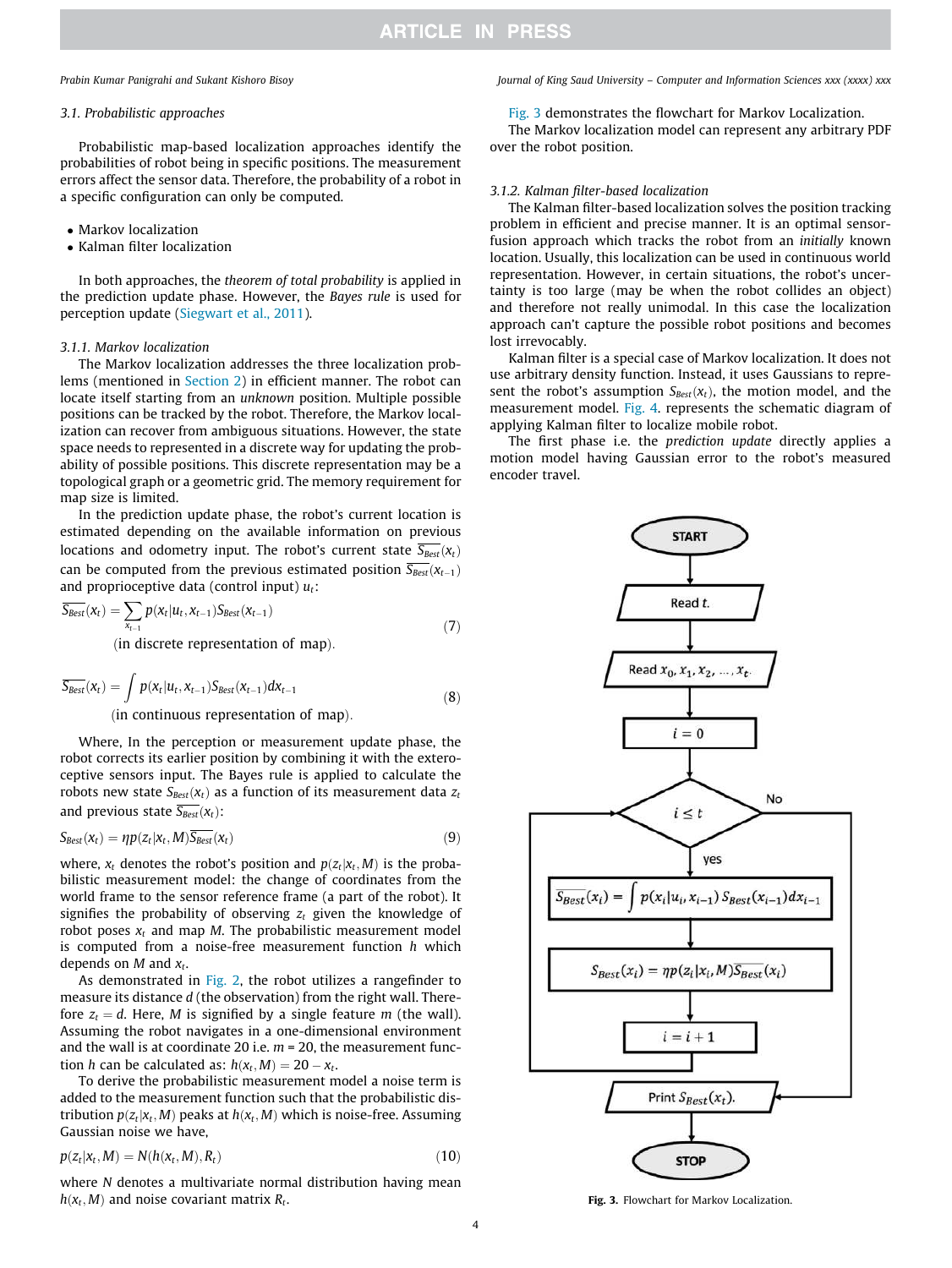### 3.1. Probabilistic approaches

Probabilistic map-based localization approaches identify the probabilities of robot being in specific positions. The measurement errors affect the sensor data. Therefore, the probability of a robot in a specific configuration can only be computed.

- Markov localization
- Kalman filter localization

In both approaches, the *theorem of total probability* is applied in the prediction update phase. However, the *Bayes rule* is used for perception update (Siegwart et al., 2011).

#### 3.1.1. Markov localization

The Markov localization addresses the three localization problems (mentioned in Section 2) in efficient manner. The robot can locate itself starting from an *unknown* position. Multiple possible positions can be tracked by the robot. Therefore, the Markov localization can recover from ambiguous situations. However, the state space needs to represented in a discrete way for updating the probability of possible positions. This discrete representation may be a topological graph or a geometric grid. The memory requirement for map size is limited.

In the prediction update phase, the robot's current location is estimated depending on the available information on previous locations and odometry input. The robot's current state $\overline{S_{Best}}(x_t)$ can be computed from the previous estimated position $\overline{S_{Best}}(x_{t-1})$ and proprioceptive data (control input) $u_t$:

$$\overline{S_{Best}}(x_t) = \sum_{x_{t-1}} p(x_t|u_t, x_{t-1}) S_{Best}(x_{t-1}) \quad \text{(in discrete representation of map)}. \tag{7}$$

$$\overline{S_{Best}}(x_t) = \int p(x_t|u_t, x_{t-1}) S_{Best}(x_{t-1}) dx_{t-1} \quad \text{(in continuous representation of map)}. \tag{8}$$

Where, In the perception or measurement update phase, the robot corrects its earlier position by combining it with the exteroceptive sensors input. The Bayes rule is applied to calculate the robots new state $S_{Best}(x_t)$ as a function of its measurement data $z_t$ and previous state $\overline{S_{Best}}(x_t)$:

$$S_{Best}(x_t) = \eta p(z_t|x_t, M) \overline{S_{Best}}(x_t) \tag{9}$$

where, $x_t$ denotes the robot's position and $p(z_t|x_t, M)$ is the probabilistic measurement model: the change of coordinates from the world frame to the sensor reference frame (a part of the robot). It signifies the probability of observing $z_t$ given the knowledge of robot poses $x_t$ and map $M$. The probabilistic measurement model is computed from a noise-free measurement function $h$ which depends on $M$ and $x_t$.

As demonstrated in Fig. 2, the robot utilizes a rangefinder to measure its distance $d$ (the observation) from the right wall. Therefore $z_t = d$. Here, $M$ is signified by a single feature $m$ (the wall). Assuming the robot navigates in a one-dimensional environment and the wall is at coordinate 20 i.e. $m$ = 20, the measurement function $h$ can be calculated as: $h(x_t, M) = 20 - x_t$.

To derive the probabilistic measurement model a noise term is added to the measurement function such that the probabilistic distribution $p(z_t|x_t, M)$ peaks at $h(x_t, M)$ which is noise-free. Assuming Gaussian noise we have,

$$p(z_t|x_t, M) = N(h(x_t, M), R_t) \tag{10}$$

where $N$ denotes a multivariate normal distribution having mean $h(x_t, M)$ and noise covariant matrix $R_t$.

Fig. 3 demonstrates the flowchart for Markov Localization.

The Markov localization model can represent any arbitrary PDF over the robot position.

#### 3.1.2. Kalman filter-based localization

The Kalman filter-based localization solves the position tracking problem in efficient and precise manner. It is an optimal sensor-fusion approach which tracks the robot from an *initially* known location. Usually, this localization can be used in continuous world representation. However, in certain situations, the robot's uncertainty is too large (may be when the robot collides an object) and therefore not really unimodal. In this case the localization approach can't capture the possible robot positions and becomes lost irrevocably.

Kalman filter is a special case of Markov localization. It does not use arbitrary density function. Instead, it uses Gaussians to represent the robot's assumption $S_{Best}(x_t)$, the motion model, and the measurement model. Fig. 4. represents the schematic diagram of applying Kalman filter to localize mobile robot.

The first phase i.e. the *prediction update* directly applies a motion model having Gaussian error to the robot's measured encoder travel.

```
START
Read t.
Read x_0, x_1, x_2, ..., x_t.
i = 0
i ≤ t ?  -- No --> Print S_Best(x_t). --> STOP
  yes
S̄_Best(x_i) = ∫ p(x_i|u_i, x_{i-1}) S_Best(x_{i-1}) dx_{i-1}
S_Best(x_i) = η p(z_i|x_i, M) S̄_Best(x_i)
i = i + 1  --> back to (i ≤ t ?)
```

**Fig. 3.** Flowchart for Markov Localization.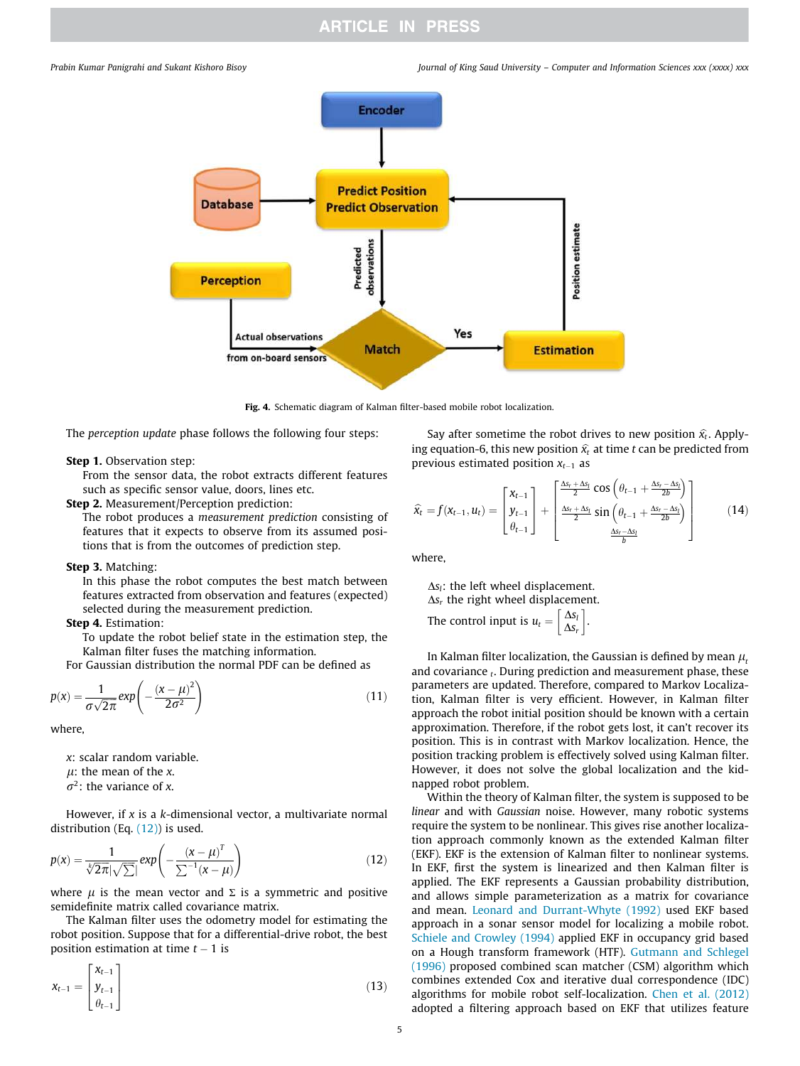Fig. 4. Schematic diagram of Kalman filter-based mobile robot localization.

The *perception update* phase follows the following four steps:

**Step 1.** Observation step:
From the sensor data, the robot extracts different features such as specific sensor value, doors, lines etc.

**Step 2.** Measurement/Perception prediction:
The robot produces a *measurement prediction* consisting of features that it expects to observe from its assumed positions that is from the outcomes of prediction step.

**Step 3.** Matching:
In this phase the robot computes the best match between features extracted from observation and features (expected) selected during the measurement prediction.

**Step 4.** Estimation:
To update the robot belief state in the estimation step, the Kalman filter fuses the matching information.

For Gaussian distribution the normal PDF can be defined as

$$p(x) = \frac{1}{\sigma\sqrt{2\pi}} exp\left(-\frac{(x-\mu)^2}{2\sigma^2}\right) \tag{11}$$

where,

$x$: scalar random variable.
$\mu$: the mean of the $x$.
$\sigma^2$: the variance of $x$.

However, if $x$ is a $k$-dimensional vector, a multivariate normal distribution (Eq. (12)) is used.

$$p(x) = \frac{1}{\sqrt[k]{2\pi}|\sqrt{\sum}|} exp\left(-\frac{(x-\mu)^T}{\sum^{-1}(x-\mu)}\right) \tag{12}$$

where $\mu$ is the mean vector and $\Sigma$ is a symmetric and positive semidefinite matrix called covariance matrix.

The Kalman filter uses the odometry model for estimating the robot position. Suppose that for a differential-drive robot, the best position estimation at time $t-1$ is

$$x_{t-1} = \begin{bmatrix} x_{t-1} \\ y_{t-1} \\ \theta_{t-1} \end{bmatrix} \tag{13}$$

Say after sometime the robot drives to new position $\hat{x}_t$. Applying equation-6, this new position $\hat{x}_t$ at time $t$ can be predicted from previous estimated position $x_{t-1}$ as

$$\hat{x}_t = f(x_{t-1}, u_t) = \begin{bmatrix} x_{t-1} \\ y_{t-1} \\ \theta_{t-1} \end{bmatrix} + \begin{bmatrix} \frac{\Delta s_r + \Delta s_l}{2} \cos\left(\theta_{t-1} + \frac{\Delta s_r - \Delta s_l}{2b}\right) \\ \frac{\Delta s_r + \Delta s_l}{2} \sin\left(\theta_{t-1} + \frac{\Delta s_r - \Delta s_l}{2b}\right) \\ \frac{\Delta s_r - \Delta s_l}{b} \end{bmatrix} \tag{14}$$

where,

$\Delta s_l$: the left wheel displacement.
$\Delta s_r$ the right wheel displacement.
The control input is $u_t = \begin{bmatrix} \Delta s_l \\ \Delta s_r \end{bmatrix}$.

In Kalman filter localization, the Gaussian is defined by mean $\mu_t$ and covariance $_t$. During prediction and measurement phase, these parameters are updated. Therefore, compared to Markov Localization, Kalman filter is very efficient. However, in Kalman filter approach the robot initial position should be known with a certain approximation. Therefore, if the robot gets lost, it can't recover its position. This is in contrast with Markov localization. Hence, the position tracking problem is effectively solved using Kalman filter. However, it does not solve the global localization and the kidnapped robot problem.

Within the theory of Kalman filter, the system is supposed to be *linear* and with *Gaussian* noise. However, many robotic systems require the system to be nonlinear. This gives rise another localization approach commonly known as the extended Kalman filter (EKF). EKF is the extension of Kalman filter to nonlinear systems. In EKF, first the system is linearized and then Kalman filter is applied. The EKF represents a Gaussian probability distribution, and allows simple parameterization as a matrix for covariance and mean. Leonard and Durrant-Whyte (1992) used EKF based approach in a sonar sensor model for localizing a mobile robot. Schiele and Crowley (1994) applied EKF in occupancy grid based on a Hough transform framework (HTF). Gutmann and Schlegel (1996) proposed combined scan matcher (CSM) algorithm which combines extended Cox and iterative dual correspondence (IDC) algorithms for mobile robot self-localization. Chen et al. (2012) adopted a filtering approach based on EKF that utilizes feature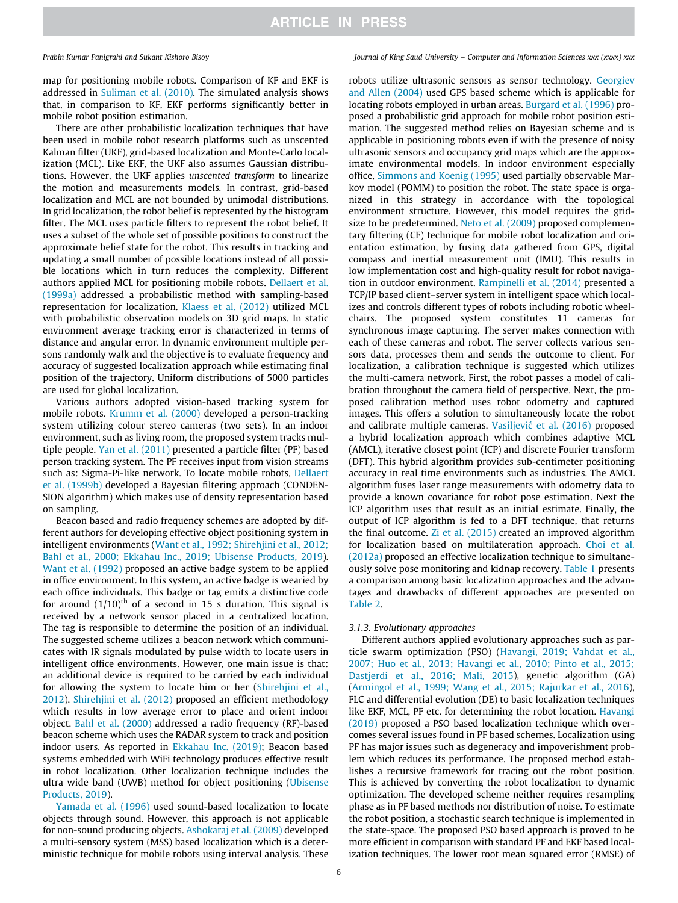map for positioning mobile robots. Comparison of KF and EKF is addressed in Suliman et al. (2010). The simulated analysis shows that, in comparison to KF, EKF performs significantly better in mobile robot position estimation.

There are other probabilistic localization techniques that have been used in mobile robot research platforms such as unscented Kalman filter (UKF), grid-based localization and Monte-Carlo localization (MCL). Like EKF, the UKF also assumes Gaussian distributions. However, the UKF applies *unscented transform* to linearize the motion and measurements models. In contrast, grid-based localization and MCL are not bounded by unimodal distributions. In grid localization, the robot belief is represented by the histogram filter. The MCL uses particle filters to represent the robot belief. It uses a subset of the whole set of possible positions to construct the approximate belief state for the robot. This results in tracking and updating a small number of possible locations instead of all possible locations which in turn reduces the complexity. Different authors applied MCL for positioning mobile robots. Dellaert et al. (1999a) addressed a probabilistic method with sampling-based representation for localization. Klaess et al. (2012) utilized MCL with probabilistic observation models on 3D grid maps. In static environment average tracking error is characterized in terms of distance and angular error. In dynamic environment multiple persons randomly walk and the objective is to evaluate frequency and accuracy of suggested localization approach while estimating final position of the trajectory. Uniform distributions of 5000 particles are used for global localization.

Various authors adopted vision-based tracking system for mobile robots. Krumm et al. (2000) developed a person-tracking system utilizing colour stereo cameras (two sets). In an indoor environment, such as living room, the proposed system tracks multiple people. Yan et al. (2011) presented a particle filter (PF) based person tracking system. The PF receives input from vision streams such as: Sigma-Pi-like network. To locate mobile robots, Dellaert et al. (1999b) developed a Bayesian filtering approach (CONDENSION algorithm) which makes use of density representation based on sampling.

Beacon based and radio frequency schemes are adopted by different authors for developing effective object positioning system in intelligent environments (Want et al., 1992; Shirehjini et al., 2012; Bahl et al., 2000; Ekkahau Inc., 2019; Ubisense Products, 2019). Want et al. (1992) proposed an active badge system to be applied in office environment. In this system, an active badge is wearied by each office individuals. This badge or tag emits a distinctive code for around $(1/10)^{th}$ of a second in 15 s duration. This signal is received by a network sensor placed in a centralized location. The tag is responsible to determine the position of an individual. The suggested scheme utilizes a beacon network which communicates with IR signals modulated by pulse width to locate users in intelligent office environments. However, one main issue is that: an additional device is required to be carried by each individual for allowing the system to locate him or her (Shirehjini et al., 2012). Shirehjini et al. (2012) proposed an efficient methodology which results in low average error to place and orient indoor object. Bahl et al. (2000) addressed a radio frequency (RF)-based beacon scheme which uses the RADAR system to track and position indoor users. As reported in Ekkahau Inc. (2019); Beacon based systems embedded with WiFi technology produces effective result in robot localization. Other localization technique includes the ultra wide band (UWB) method for object positioning (Ubisense Products, 2019).

Yamada et al. (1996) used sound-based localization to locate objects through sound. However, this approach is not applicable for non-sound producing objects. Ashokaraj et al. (2009) developed a multi-sensory system (MSS) based localization which is a deterministic technique for mobile robots using interval analysis. These robots utilize ultrasonic sensors as sensor technology. Georgiev and Allen (2004) used GPS based scheme which is applicable for locating robots employed in urban areas. Burgard et al. (1996) proposed a probabilistic grid approach for mobile robot position estimation. The suggested method relies on Bayesian scheme and is applicable in positioning robots even if with the presence of noisy ultrasonic sensors and occupancy grid maps which are the approximate environmental models. In indoor environment especially office, Simmons and Koenig (1995) used partially observable Markov model (POMM) to position the robot. The state space is organized in this strategy in accordance with the topological environment structure. However, this model requires the grid-size to be predetermined. Neto et al. (2009) proposed complementary filtering (CF) technique for mobile robot localization and orientation estimation, by fusing data gathered from GPS, digital compass and inertial measurement unit (IMU). This results in low implementation cost and high-quality result for robot navigation in outdoor environment. Rampinelli et al. (2014) presented a TCP/IP based client–server system in intelligent space which localizes and controls different types of robots including robotic wheelchairs. The proposed system constitutes 11 cameras for synchronous image capturing. The server makes connection with each of these cameras and robot. The server collects various sensors data, processes them and sends the outcome to client. For localization, a calibration technique is suggested which utilizes the multi-camera network. First, the robot passes a model of calibration throughout the camera field of perspective. Next, the proposed calibration method uses robot odometry and captured images. This offers a solution to simultaneously locate the robot and calibrate multiple cameras. Vasiljević et al. (2016) proposed a hybrid localization approach which combines adaptive MCL (AMCL), iterative closest point (ICP) and discrete Fourier transform (DFT). This hybrid algorithm provides sub-centimeter positioning accuracy in real time environments such as industries. The AMCL algorithm fuses laser range measurements with odometry data to provide a known covariance for robot pose estimation. Next the ICP algorithm uses that result as an initial estimate. Finally, the output of ICP algorithm is fed to a DFT technique, that returns the final outcome. Zi et al. (2015) created an improved algorithm for localization based on multilateration approach. Choi et al. (2012a) proposed an effective localization technique to simultaneously solve pose monitoring and kidnap recovery. Table 1 presents a comparison among basic localization approaches and the advantages and drawbacks of different approaches are presented on Table 2.

#### 3.1.3. Evolutionary approaches

Different authors applied evolutionary approaches such as particle swarm optimization (PSO) (Havangi, 2019; Vahdat et al., 2007; Huo et al., 2013; Havangi et al., 2010; Pinto et al., 2015; Dastjerdi et al., 2016; Mali, 2015), genetic algorithm (GA) (Armingol et al., 1999; Wang et al., 2015; Rajurkar et al., 2016), FLC and differential evolution (DE) to basic localization techniques like EKF, MCL, PF etc. for determining the robot location. Havangi (2019) proposed a PSO based localization technique which overcomes several issues found in PF based schemes. Localization using PF has major issues such as degeneracy and impoverishment problem which reduces its performance. The proposed method establishes a recursive framework for tracing out the robot position. This is achieved by converting the robot localization to dynamic optimization. The developed scheme neither requires resampling phase as in PF based methods nor distribution of noise. To estimate the robot position, a stochastic search technique is implemented in the state-space. The proposed PSO based approach is proved to be more efficient in comparison with standard PF and EKF based localization techniques. The lower root mean squared error (RMSE) of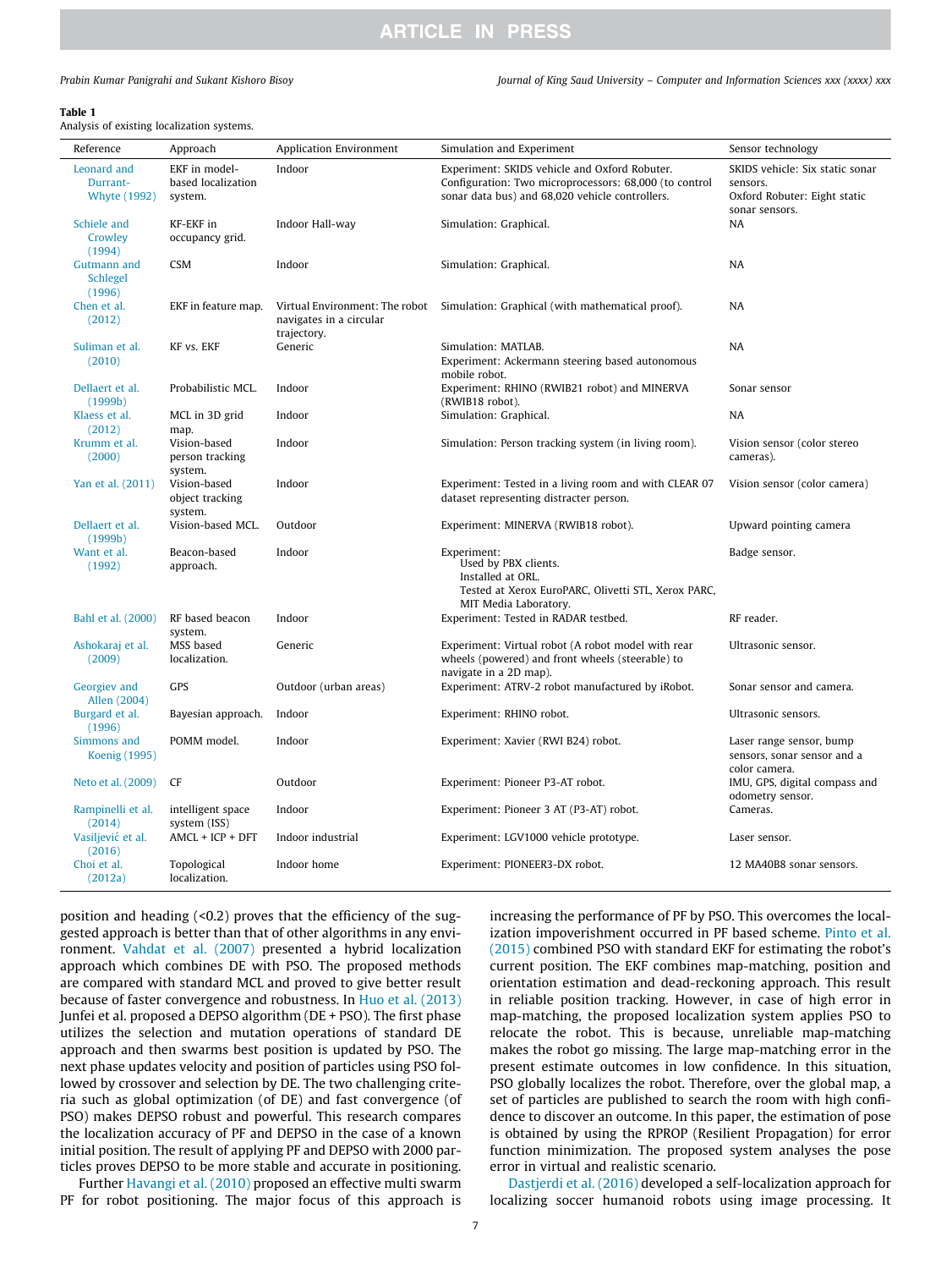**Table 1**
Analysis of existing localization systems.

| Reference | Approach | Application Environment | Simulation and Experiment | Sensor technology |
|---|---|---|---|---|
| Leonard and Durrant-Whyte (1992) | EKF in model-based localization system. | Indoor | Experiment: SKIDS vehicle and Oxford Robuter. Configuration: Two microprocessors: 68,000 (to control sonar data bus) and 68,020 vehicle controllers. | SKIDS vehicle: Six static sonar sensors. Oxford Robuter: Eight static sonar sensors. |
| Schiele and Crowley (1994) | KF-EKF in occupancy grid. | Indoor Hall-way | Simulation: Graphical. | NA |
| Gutmann and Schlegel (1996) | CSM | Indoor | Simulation: Graphical. | NA |
| Chen et al. (2012) | EKF in feature map. | Virtual Environment: The robot navigates in a circular trajectory. | Simulation: Graphical (with mathematical proof). | NA |
| Suliman et al. (2010) | KF vs. EKF | Generic | Simulation: MATLAB. Experiment: Ackermann steering based autonomous mobile robot. | NA |
| Dellaert et al. (1999b) | Probabilistic MCL. | Indoor | Experiment: RHINO (RWIB21 robot) and MINERVA (RWIB18 robot). | Sonar sensor |
| Klaess et al. (2012) | MCL in 3D grid map. | Indoor | Simulation: Graphical. | NA |
| Krumm et al. (2000) | Vision-based person tracking system. | Indoor | Simulation: Person tracking system (in living room). | Vision sensor (color stereo cameras). |
| Yan et al. (2011) | Vision-based object tracking system. | Indoor | Experiment: Tested in a living room and with CLEAR 07 dataset representing distracter person. | Vision sensor (color camera) |
| Dellaert et al. (1999b) | Vision-based MCL. | Outdoor | Experiment: MINERVA (RWIB18 robot). | Upward pointing camera |
| Want et al. (1992) | Beacon-based approach. | Indoor | Experiment: Used by PBX clients. Installed at ORL. Tested at Xerox EuroPARC, Olivetti STL, Xerox PARC, MIT Media Laboratory. | Badge sensor. |
| Bahl et al. (2000) | RF based beacon system. | Indoor | Experiment: Tested in RADAR testbed. | RF reader. |
| Ashokaraj et al. (2009) | MSS based localization. | Generic | Experiment: Virtual robot (A robot model with rear wheels (powered) and front wheels (steerable) to navigate in a 2D map). | Ultrasonic sensor. |
| Georgiev and Allen (2004) | GPS | Outdoor (urban areas) | Experiment: ATRV-2 robot manufactured by iRobot. | Sonar sensor and camera. |
| Burgard et al. (1996) | Bayesian approach. | Indoor | Experiment: RHINO robot. | Ultrasonic sensors. |
| Simmons and Koenig (1995) | POMM model. | Indoor | Experiment: Xavier (RWI B24) robot. | Laser range sensor, bump sensors, sonar sensor and a color camera. |
| Neto et al. (2009) | CF | Outdoor | Experiment: Pioneer P3-AT robot. | IMU, GPS, digital compass and odometry sensor. |
| Rampinelli et al. (2014) | intelligent space system (ISS) | Indoor | Experiment: Pioneer 3 AT (P3-AT) robot. | Cameras. |
| Vasiljević et al. (2016) | AMCL + ICP + DFT | Indoor industrial | Experiment: LGV1000 vehicle prototype. | Laser sensor. |
| Choi et al. (2012a) | Topological localization. | Indoor home | Experiment: PIONEER3-DX robot. | 12 MA40B8 sonar sensors. |

position and heading (<0.2) proves that the efficiency of the suggested approach is better than that of other algorithms in any environment. Vahdat et al. (2007) presented a hybrid localization approach which combines DE with PSO. The proposed methods are compared with standard MCL and proved to give better result because of faster convergence and robustness. In Huo et al. (2013) Junfei et al. proposed a DEPSO algorithm (DE + PSO). The first phase utilizes the selection and mutation operations of standard DE approach and then swarms best position is updated by PSO. The next phase updates velocity and position of particles using PSO followed by crossover and selection by DE. The two challenging criteria such as global optimization (of DE) and fast convergence (of PSO) makes DEPSO robust and powerful. This research compares the localization accuracy of PF and DEPSO in the case of a known initial position. The result of applying PF and DEPSO with 2000 particles proves DEPSO to be more stable and accurate in positioning.

Further Havangi et al. (2010) proposed an effective multi swarm PF for robot positioning. The major focus of this approach is increasing the performance of PF by PSO. This overcomes the localization impoverishment occurred in PF based scheme. Pinto et al. (2015) combined PSO with standard EKF for estimating the robot's current position. The EKF combines map-matching, position and orientation estimation and dead-reckoning approach. This result in reliable position tracking. However, in case of high error in map-matching, the proposed localization system applies PSO to relocate the robot. This is because, unreliable map-matching makes the robot go missing. The large map-matching error in the present estimate outcomes in low confidence. In this situation, PSO globally localizes the robot. Therefore, over the global map, a set of particles are published to search the room with high confidence to discover an outcome. In this paper, the estimation of pose is obtained by using the RPROP (Resilient Propagation) for error function minimization. The proposed system analyses the pose error in virtual and realistic scenario.

Dastjerdi et al. (2016) developed a self-localization approach for localizing soccer humanoid robots using image processing. It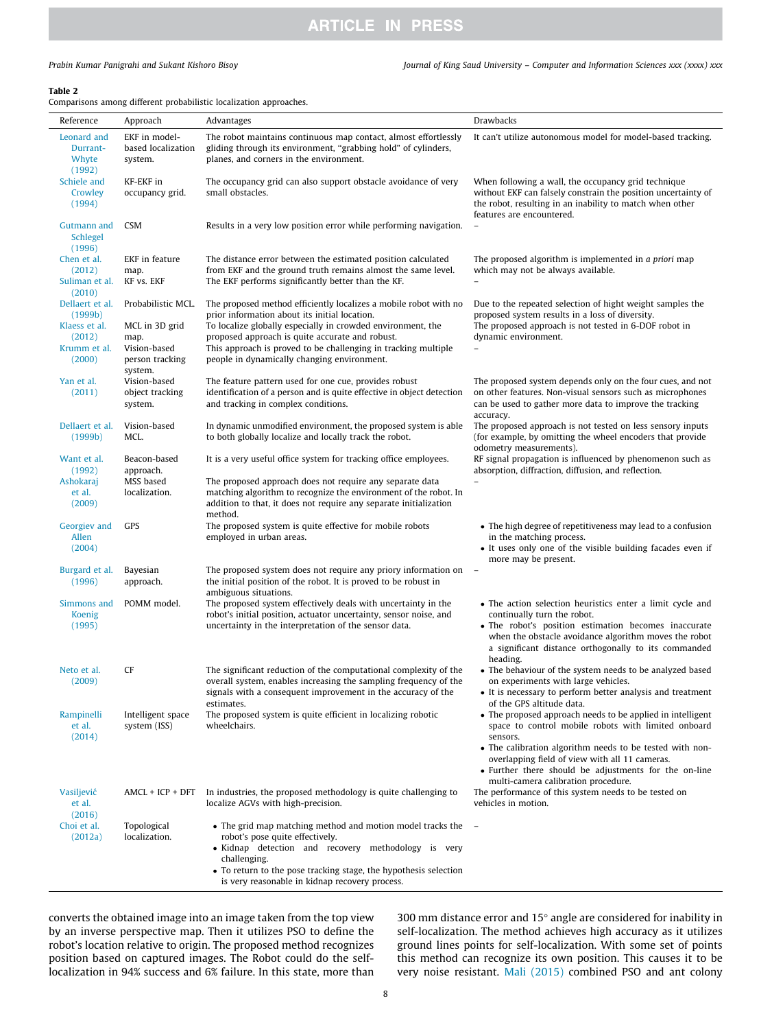**Table 2**
Comparisons among different probabilistic localization approaches.

| Reference | Approach | Advantages | Drawbacks |
|---|---|---|---|
| Leonard and Durrant-Whyte (1992) | EKF in model-based localization system. | The robot maintains continuous map contact, almost effortlessly gliding through its environment, "grabbing hold" of cylinders, planes, and corners in the environment. | It can't utilize autonomous model for model-based tracking. |
| Schiele and Crowley (1994) | KF-EKF in occupancy grid. | The occupancy grid can also support obstacle avoidance of very small obstacles. | When following a wall, the occupancy grid technique without EKF can falsely constrain the position uncertainty of the robot, resulting in an inability to match when other features are encountered. |
| Gutmann and Schlegel (1996) | CSM | Results in a very low position error while performing navigation. | – |
| Chen et al. (2012) | EKF in feature map. | The distance error between the estimated position calculated from EKF and the ground truth remains almost the same level. | The proposed algorithm is implemented in *a priori* map which may not be always available. |
| Suliman et al. (2010) | KF vs. EKF | The EKF performs significantly better than the KF. | – |
| Dellaert et al. (1999b) | Probabilistic MCL. | The proposed method efficiently localizes a mobile robot with no prior information about its initial location. | Due to the repeated selection of hight weight samples the proposed system results in a loss of diversity. |
| Klaess et al. (2012) | MCL in 3D grid map. | To localize globally especially in crowded environment, the proposed approach is quite accurate and robust. | The proposed approach is not tested in 6-DOF robot in dynamic environment. |
| Krumm et al. (2000) | Vision-based person tracking system. | This approach is proved to be challenging in tracking multiple people in dynamically changing environment. | – |
| Yan et al. (2011) | Vision-based object tracking system. | The feature pattern used for one cue, provides robust identification of a person and is quite effective in object detection and tracking in complex conditions. | The proposed system depends only on the four cues, and not on other features. Non-visual sensors such as microphones can be used to gather more data to improve the tracking accuracy. |
| Dellaert et al. (1999b) | Vision-based MCL. | In dynamic unmodified environment, the proposed system is able to both globally localize and locally track the robot. | The proposed approach is not tested on less sensory inputs (for example, by omitting the wheel encoders that provide odometry measurements). |
| Want et al. (1992) | Beacon-based approach. | It is a very useful office system for tracking office employees. | RF signal propagation is influenced by phenomenon such as absorption, diffraction, diffusion, and reflection. |
| Ashokaraj et al. (2009) | MSS based localization. | The proposed approach does not require any separate data matching algorithm to recognize the environment of the robot. In addition to that, it does not require any separate initialization method. | – |
| Georgiev and Allen (2004) | GPS | The proposed system is quite effective for mobile robots employed in urban areas. | • The high degree of repetitiveness may lead to a confusion in the matching process. • It uses only one of the visible building facades even if more may be present. |
| Burgard et al. (1996) | Bayesian approach. | The proposed system does not require any priory information on the initial position of the robot. It is proved to be robust in ambiguous situations. | – |
| Simmons and Koenig (1995) | POMM model. | The proposed system effectively deals with uncertainty in the robot's initial position, actuator uncertainty, sensor noise, and uncertainty in the interpretation of the sensor data. | • The action selection heuristics enter a limit cycle and continually turn the robot. • The robot's position estimation becomes inaccurate when the obstacle avoidance algorithm moves the robot a significant distance orthogonally to its commanded heading. |
| Neto et al. (2009) | CF | The significant reduction of the computational complexity of the overall system, enables increasing the sampling frequency of the signals with a consequent improvement in the accuracy of the estimates. | • The behaviour of the system needs to be analyzed based on experiments with large vehicles. • It is necessary to perform better analysis and treatment of the GPS altitude data. |
| Rampinelli et al. (2014) | Intelligent space system (ISS) | The proposed system is quite efficient in localizing robotic wheelchairs. | • The proposed approach needs to be applied in intelligent space to control mobile robots with limited onboard sensors. • The calibration algorithm needs to be tested with non-overlapping field of view with all 11 cameras. • Further there should be adjustments for the on-line multi-camera calibration procedure. |
| Vasiljević et al. (2016) | AMCL + ICP + DFT | In industries, the proposed methodology is quite challenging to localize AGVs with high-precision. | The performance of this system needs to be tested on vehicles in motion. |
| Choi et al. (2012a) | Topological localization. | • The grid map matching method and motion model tracks the robot's pose quite effectively. • Kidnap detection and recovery methodology is very challenging. • To return to the pose tracking stage, the hypothesis selection is very reasonable in kidnap recovery process. | – |

converts the obtained image into an image taken from the top view by an inverse perspective map. Then it utilizes PSO to define the robot's location relative to origin. The proposed method recognizes position based on captured images. The Robot could do the self-localization in 94% success and 6% failure. In this state, more than 300 mm distance error and 15° angle are considered for inability in self-localization. The method achieves high accuracy as it utilizes ground lines points for self-localization. With some set of points this method can recognize its own position. This causes it to be very noise resistant. Mali (2015) combined PSO and ant colony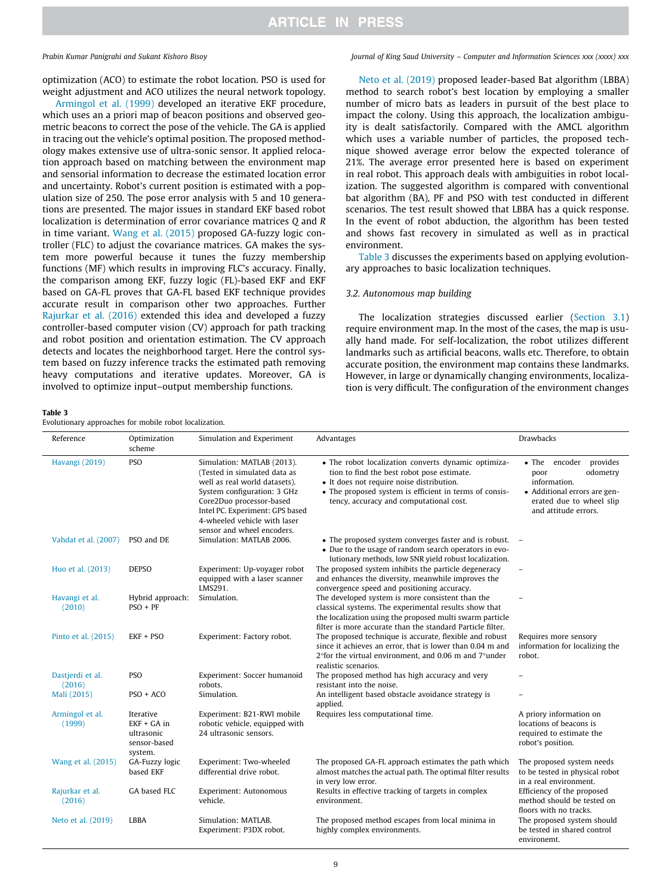optimization (ACO) to estimate the robot location. PSO is used for weight adjustment and ACO utilizes the neural network topology.

Armingol et al. (1999) developed an iterative EKF procedure, which uses an a priori map of beacon positions and observed geometric beacons to correct the pose of the vehicle. The GA is applied in tracing out the vehicle's optimal position. The proposed methodology makes extensive use of ultra-sonic sensor. It applied relocation approach based on matching between the environment map and sensorial information to decrease the estimated location error and uncertainty. Robot's current position is estimated with a population size of 250. The pose error analysis with 5 and 10 generations are presented. The major issues in standard EKF based robot localization is determination of error covariance matrices $Q$ and $R$ in time variant. Wang et al. (2015) proposed GA-fuzzy logic controller (FLC) to adjust the covariance matrices. GA makes the system more powerful because it tunes the fuzzy membership functions (MF) which results in improving FLC's accuracy. Finally, the comparison among EKF, fuzzy logic (FL)-based EKF and EKF based on GA-FL proves that GA-FL based EKF technique provides accurate result in comparison other two approaches. Further Rajurkar et al. (2016) extended this idea and developed a fuzzy controller-based computer vision (CV) approach for path tracking and robot position and orientation estimation. The CV approach detects and locates the neighborhood target. Here the control system based on fuzzy inference tracks the estimated path removing heavy computations and iterative updates. Moreover, GA is involved to optimize input–output membership functions.

Neto et al. (2019) proposed leader-based Bat algorithm (LBBA) method to search robot's best location by employing a smaller number of micro bats as leaders in pursuit of the best place to impact the colony. Using this approach, the localization ambiguity is dealt satisfactorily. Compared with the AMCL algorithm which uses a variable number of particles, the proposed technique showed average error below the expected tolerance of 21%. The average error presented here is based on experiment in real robot. This approach deals with ambiguities in robot localization. The suggested algorithm is compared with conventional bat algorithm (BA), PF and PSO with test conducted in different scenarios. The test result showed that LBBA has a quick response. In the event of robot abduction, the algorithm has been tested and shows fast recovery in simulated as well as in practical environment.

Table 3 discusses the experiments based on applying evolutionary approaches to basic localization techniques.

### 3.2. Autonomous map building

The localization strategies discussed earlier (Section 3.1) require environment map. In the most of the cases, the map is usually hand made. For self-localization, the robot utilizes different landmarks such as artificial beacons, walls etc. Therefore, to obtain accurate position, the environment map contains these landmarks. However, in large or dynamically changing environments, localization is very difficult. The configuration of the environment changes

**Table 3**
Evolutionary approaches for mobile robot localization.

| Reference | Optimization scheme | Simulation and Experiment | Advantages | Drawbacks |
|---|---|---|---|---|
| Havangi (2019) | PSO | Simulation: MATLAB (2013). (Tested in simulated data as well as real world datasets). System configuration: 3 GHz Core2Duo processor-based Intel PC. Experiment: GPS based 4-wheeled vehicle with laser sensor and wheel encoders. | • The robot localization converts dynamic optimization to find the best robot pose estimate. • It does not require noise distribution. • The proposed system is efficient in terms of consistency, accuracy and computational cost. | • The encoder provides poor odometry information. • Additional errors are generated due to wheel slip and attitude errors. |
| Vahdat et al. (2007) | PSO and DE | Simulation: MATLAB 2006. | • The proposed system converges faster and is robust. • Due to the usage of random search operators in evolutionary methods, low SNR yield robust localization. | – |
| Huo et al. (2013) | DEPSO | Experiment: Up-voyager robot equipped with a laser scanner LMS291. | The proposed system inhibits the particle degeneracy and enhances the diversity, meanwhile improves the convergence speed and positioning accuracy. | – |
| Havangi et al. (2010) | Hybrid approach: PSO + PF | Simulation. | The developed system is more consistent than the classical systems. The experimental results show that the localization using the proposed multi swarm particle filter is more accurate than the standard Particle filter. | – |
| Pinto et al. (2015) | EKF + PSO | Experiment: Factory robot. | The proposed technique is accurate, flexible and robust since it achieves an error, that is lower than 0.04 m and 2°for the virtual environment, and 0.06 m and 7°under realistic scenarios. | Requires more sensory information for localizing the robot. |
| Dastjerdi et al. (2016) | PSO | Experiment: Soccer humanoid robots. | The proposed method has high accuracy and very resistant into the noise. | – |
| Mali (2015) | PSO + ACO | Simulation. | An intelligent based obstacle avoidance strategy is applied. | – |
| Armingol et al. (1999) | Iterative EKF + GA in ultrasonic sensor-based system. | Experiment: B21-RWI mobile robotic vehicle, equipped with 24 ultrasonic sensors. | Requires less computational time. | A priory information on locations of beacons is required to estimate the robot's position. |
| Wang et al. (2015) | GA-Fuzzy logic based EKF | Experiment: Two-wheeled differential drive robot. | The proposed GA-FL approach estimates the path which almost matches the actual path. The optimal filter results in very low error. | The proposed system needs to be tested in physical robot in a real environment. |
| Rajurkar et al. (2016) | GA based FLC | Experiment: Autonomous vehicle. | Results in effective tracking of targets in complex environment. | Efficiency of the proposed method should be tested on floors with no tracks. |
| Neto et al. (2019) | LBBA | Simulation: MATLAB. Experiment: P3DX robot. | The proposed method escapes from local minima in highly complex environments. | The proposed system should be tested in shared control environemt. |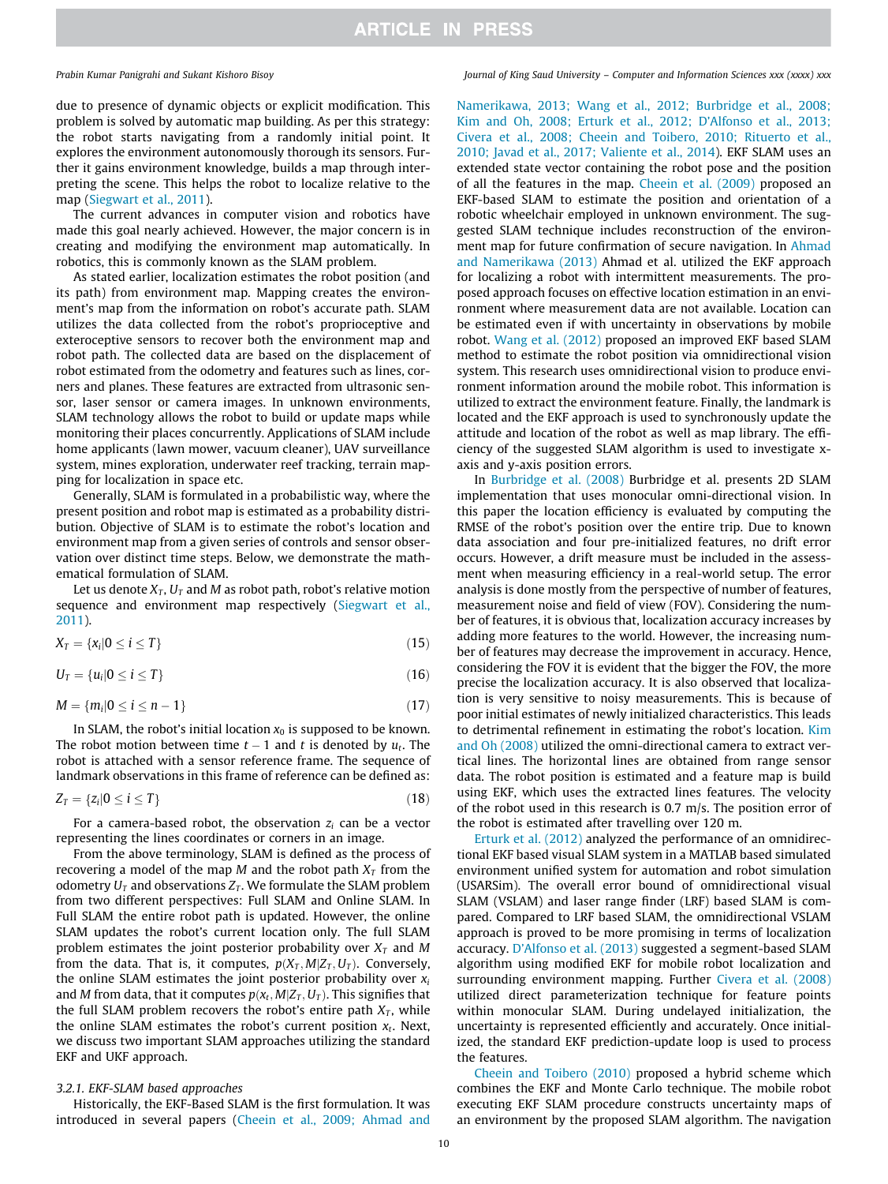due to presence of dynamic objects or explicit modification. This problem is solved by automatic map building. As per this strategy: the robot starts navigating from a randomly initial point. It explores the environment autonomously thorough its sensors. Further it gains environment knowledge, builds a map through interpreting the scene. This helps the robot to localize relative to the map (Siegwart et al., 2011).

The current advances in computer vision and robotics have made this goal nearly achieved. However, the major concern is in creating and modifying the environment map automatically. In robotics, this is commonly known as the SLAM problem.

As stated earlier, localization estimates the robot position (and its path) from environment map. Mapping creates the environment's map from the information on robot's accurate path. SLAM utilizes the data collected from the robot's proprioceptive and exteroceptive sensors to recover both the environment map and robot path. The collected data are based on the displacement of robot estimated from the odometry and features such as lines, corners and planes. These features are extracted from ultrasonic sensor, laser sensor or camera images. In unknown environments, SLAM technology allows the robot to build or update maps while monitoring their places concurrently. Applications of SLAM include home applicants (lawn mower, vacuum cleaner), UAV surveillance system, mines exploration, underwater reef tracking, terrain mapping for localization in space etc.

Generally, SLAM is formulated in a probabilistic way, where the present position and robot map is estimated as a probability distribution. Objective of SLAM is to estimate the robot's location and environment map from a given series of controls and sensor observation over distinct time steps. Below, we demonstrate the mathematical formulation of SLAM.

Let us denote $X_T$, $U_T$ and $M$ as robot path, robot's relative motion sequence and environment map respectively (Siegwart et al., 2011).

$$X_T = \{x_i | 0 \le i \le T\} \tag{15}$$

$$U_T = \{u_i | 0 \le i \le T\} \tag{16}$$

$$M = \{m_i | 0 \le i \le n - 1\} \tag{17}$$

In SLAM, the robot's initial location $x_0$ is supposed to be known. The robot motion between time $t - 1$ and $t$ is denoted by $u_t$. The robot is attached with a sensor reference frame. The sequence of landmark observations in this frame of reference can be defined as:

$$Z_T = \{z_i | 0 \le i \le T\} \tag{18}$$

For a camera-based robot, the observation $z_i$ can be a vector representing the lines coordinates or corners in an image.

From the above terminology, SLAM is defined as the process of recovering a model of the map $M$ and the robot path $X_T$ from the odometry $U_T$ and observations $Z_T$. We formulate the SLAM problem from two different perspectives: Full SLAM and Online SLAM. In Full SLAM the entire robot path is updated. However, the online SLAM updates the robot's current location only. The full SLAM problem estimates the joint posterior probability over $X_T$ and $M$ from the data. That is, it computes, $p(X_T, M|Z_T, U_T)$. Conversely, the online SLAM estimates the joint posterior probability over $x_i$ and $M$ from data, that it computes $p(x_t, M|Z_T, U_T)$. This signifies that the full SLAM problem recovers the robot's entire path $X_T$, while the online SLAM estimates the robot's current position $x_t$. Next, we discuss two important SLAM approaches utilizing the standard EKF and UKF approach.

#### 3.2.1. EKF-SLAM based approaches

Historically, the EKF-Based SLAM is the first formulation. It was introduced in several papers (Cheein et al., 2009; Ahmad and Namerikawa, 2013; Wang et al., 2012; Burbridge et al., 2008; Kim and Oh, 2008; Erturk et al., 2012; D'Alfonso et al., 2013; Civera et al., 2008; Cheein and Toibero, 2010; Rituerto et al., 2010; Javad et al., 2017; Valiente et al., 2014). EKF SLAM uses an extended state vector containing the robot pose and the position of all the features in the map. Cheein et al. (2009) proposed an EKF-based SLAM to estimate the position and orientation of a robotic wheelchair employed in unknown environment. The suggested SLAM technique includes reconstruction of the environment map for future confirmation of secure navigation. In Ahmad and Namerikawa (2013) Ahmad et al. utilized the EKF approach for localizing a robot with intermittent measurements. The proposed approach focuses on effective location estimation in an environment where measurement data are not available. Location can be estimated even if with uncertainty in observations by mobile robot. Wang et al. (2012) proposed an improved EKF based SLAM method to estimate the robot position via omnidirectional vision system. This research uses omnidirectional vision to produce environment information around the mobile robot. This information is utilized to extract the environment feature. Finally, the landmark is located and the EKF approach is used to synchronously update the attitude and location of the robot as well as map library. The efficiency of the suggested SLAM algorithm is used to investigate x-axis and y-axis position errors.

In Burbridge et al. (2008) Burbridge et al. presents 2D SLAM implementation that uses monocular omni-directional vision. In this paper the location efficiency is evaluated by computing the RMSE of the robot's position over the entire trip. Due to known data association and four pre-initialized features, no drift error occurs. However, a drift measure must be included in the assessment when measuring efficiency in a real-world setup. The error analysis is done mostly from the perspective of number of features, measurement noise and field of view (FOV). Considering the number of features, it is obvious that, localization accuracy increases by adding more features to the world. However, the increasing number of features may decrease the improvement in accuracy. Hence, considering the FOV it is evident that the bigger the FOV, the more precise the localization accuracy. It is also observed that localization is very sensitive to noisy measurements. This is because of poor initial estimates of newly initialized characteristics. This leads to detrimental refinement in estimating the robot's location. Kim and Oh (2008) utilized the omni-directional camera to extract vertical lines. The horizontal lines are obtained from range sensor data. The robot position is estimated and a feature map is build using EKF, which uses the extracted lines features. The velocity of the robot used in this research is 0.7 m/s. The position error of the robot is estimated after travelling over 120 m.

Erturk et al. (2012) analyzed the performance of an omnidirectional EKF based visual SLAM system in a MATLAB based simulated environment unified system for automation and robot simulation (USARSim). The overall error bound of omnidirectional visual SLAM (VSLAM) and laser range finder (LRF) based SLAM is compared. Compared to LRF based SLAM, the omnidirectional VSLAM approach is proved to be more promising in terms of localization accuracy. D'Alfonso et al. (2013) suggested a segment-based SLAM algorithm using modified EKF for mobile robot localization and surrounding environment mapping. Further Civera et al. (2008) utilized direct parameterization technique for feature points within monocular SLAM. During undelayed initialization, the uncertainty is represented efficiently and accurately. Once initialized, the standard EKF prediction-update loop is used to process the features.

Cheein and Toibero (2010) proposed a hybrid scheme which combines the EKF and Monte Carlo technique. The mobile robot executing EKF SLAM procedure constructs uncertainty maps of an environment by the proposed SLAM algorithm. The navigation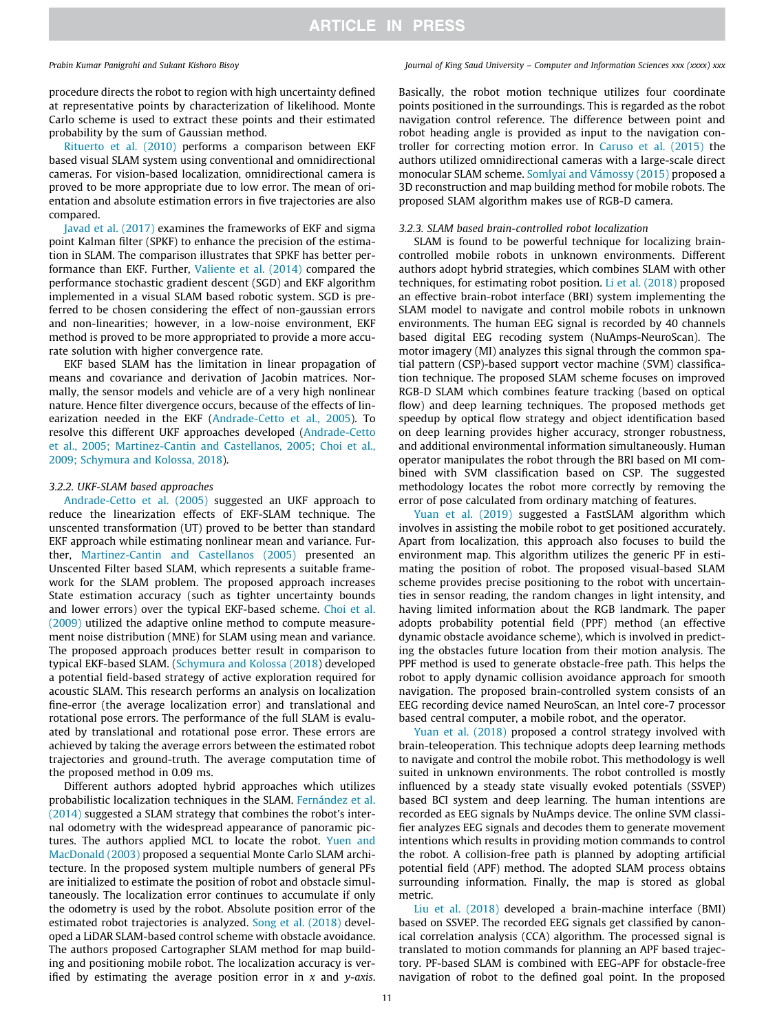procedure directs the robot to region with high uncertainty defined at representative points by characterization of likelihood. Monte Carlo scheme is used to extract these points and their estimated probability by the sum of Gaussian method.

Rituerto et al. (2010) performs a comparison between EKF based visual SLAM system using conventional and omnidirectional cameras. For vision-based localization, omnidirectional camera is proved to be more appropriate due to low error. The mean of orientation and absolute estimation errors in five trajectories are also compared.

Javad et al. (2017) examines the frameworks of EKF and sigma point Kalman filter (SPKF) to enhance the precision of the estimation in SLAM. The comparison illustrates that SPKF has better performance than EKF. Further, Valiente et al. (2014) compared the performance stochastic gradient descent (SGD) and EKF algorithm implemented in a visual SLAM based robotic system. SGD is preferred to be chosen considering the effect of non-gaussian errors and non-linearities; however, in a low-noise environment, EKF method is proved to be more appropriated to provide a more accurate solution with higher convergence rate.

EKF based SLAM has the limitation in linear propagation of means and covariance and derivation of Jacobin matrices. Normally, the sensor models and vehicle are of a very high nonlinear nature. Hence filter divergence occurs, because of the effects of linearization needed in the EKF (Andrade-Cetto et al., 2005). To resolve this different UKF approaches developed (Andrade-Cetto et al., 2005; Martinez-Cantin and Castellanos, 2005; Choi et al., 2009; Schymura and Kolossa, 2018).

### 3.2.2. UKF-SLAM based approaches

Andrade-Cetto et al. (2005) suggested an UKF approach to reduce the linearization effects of EKF-SLAM technique. The unscented transformation (UT) proved to be better than standard EKF approach while estimating nonlinear mean and variance. Further, Martinez-Cantin and Castellanos (2005) presented an Unscented Filter based SLAM, which represents a suitable framework for the SLAM problem. The proposed approach increases State estimation accuracy (such as tighter uncertainty bounds and lower errors) over the typical EKF-based scheme. Choi et al. (2009) utilized the adaptive online method to compute measurement noise distribution (MNE) for SLAM using mean and variance. The proposed approach produces better result in comparison to typical EKF-based SLAM. (Schymura and Kolossa (2018) developed a potential field-based strategy of active exploration required for acoustic SLAM. This research performs an analysis on localization fine-error (the average localization error) and translational and rotational pose errors. The performance of the full SLAM is evaluated by translational and rotational pose error. These errors are achieved by taking the average errors between the estimated robot trajectories and ground-truth. The average computation time of the proposed method in 0.09 ms.

Different authors adopted hybrid approaches which utilizes probabilistic localization techniques in the SLAM. Fernández et al. (2014) suggested a SLAM strategy that combines the robot's internal odometry with the widespread appearance of panoramic pictures. The authors applied MCL to locate the robot. Yuen and MacDonald (2003) proposed a sequential Monte Carlo SLAM architecture. In the proposed system multiple numbers of general PFs are initialized to estimate the position of robot and obstacle simultaneously. The localization error continues to accumulate if only the odometry is used by the robot. Absolute position error of the estimated robot trajectories is analyzed. Song et al. (2018) developed a LiDAR SLAM-based control scheme with obstacle avoidance. The authors proposed Cartographer SLAM method for map building and positioning mobile robot. The localization accuracy is verified by estimating the average position error in $x$ and $y$-axis. Basically, the robot motion technique utilizes four coordinate points positioned in the surroundings. This is regarded as the robot navigation control reference. The difference between point and robot heading angle is provided as input to the navigation controller for correcting motion error. In Caruso et al. (2015) the authors utilized omnidirectional cameras with a large-scale direct monocular SLAM scheme. Somlyai and Vámossy (2015) proposed a 3D reconstruction and map building method for mobile robots. The proposed SLAM algorithm makes use of RGB-D camera.

### 3.2.3. SLAM based brain-controlled robot localization

SLAM is found to be powerful technique for localizing brain-controlled mobile robots in unknown environments. Different authors adopt hybrid strategies, which combines SLAM with other techniques, for estimating robot position. Li et al. (2018) proposed an effective brain-robot interface (BRI) system implementing the SLAM model to navigate and control mobile robots in unknown environments. The human EEG signal is recorded by 40 channels based digital EEG recoding system (NuAmps-NeuroScan). The motor imagery (MI) analyzes this signal through the common spatial pattern (CSP)-based support vector machine (SVM) classification technique. The proposed SLAM scheme focuses on improved RGB-D SLAM which combines feature tracking (based on optical flow) and deep learning techniques. The proposed methods get speedup by optical flow strategy and object identification based on deep learning provides higher accuracy, stronger robustness, and additional environmental information simultaneously. Human operator manipulates the robot through the BRI based on MI combined with SVM classification based on CSP. The suggested methodology locates the robot more correctly by removing the error of pose calculated from ordinary matching of features.

Yuan et al. (2019) suggested a FastSLAM algorithm which involves in assisting the mobile robot to get positioned accurately. Apart from localization, this approach also focuses to build the environment map. This algorithm utilizes the generic PF in estimating the position of robot. The proposed visual-based SLAM scheme provides precise positioning to the robot with uncertainties in sensor reading, the random changes in light intensity, and having limited information about the RGB landmark. The paper adopts probability potential field (PPF) method (an effective dynamic obstacle avoidance scheme), which is involved in predicting the obstacles future location from their motion analysis. The PPF method is used to generate obstacle-free path. This helps the robot to apply dynamic collision avoidance approach for smooth navigation. The proposed brain-controlled system consists of an EEG recording device named NeuroScan, an Intel core-7 processor based central computer, a mobile robot, and the operator.

Yuan et al. (2018) proposed a control strategy involved with brain-teleoperation. This technique adopts deep learning methods to navigate and control the mobile robot. This methodology is well suited in unknown environments. The robot controlled is mostly influenced by a steady state visually evoked potentials (SSVEP) based BCI system and deep learning. The human intentions are recorded as EEG signals by NuAmps device. The online SVM classifier analyzes EEG signals and decodes them to generate movement intentions which results in providing motion commands to control the robot. A collision-free path is planned by adopting artificial potential field (APF) method. The adopted SLAM process obtains surrounding information. Finally, the map is stored as global metric.

Liu et al. (2018) developed a brain-machine interface (BMI) based on SSVEP. The recorded EEG signals get classified by canonical correlation analysis (CCA) algorithm. The processed signal is translated to motion commands for planning an APF based trajectory. PF-based SLAM is combined with EEG-APF for obstacle-free navigation of robot to the defined goal point. In the proposed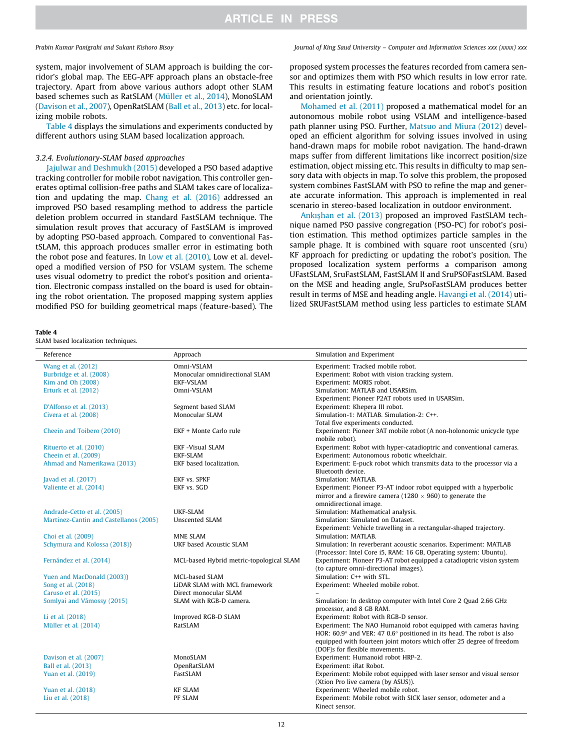system, major involvement of SLAM approach is building the corridor's global map. The EEG-APF approach plans an obstacle-free trajectory. Apart from above various authors adopt other SLAM based schemes such as RatSLAM (Müller et al., 2014), MonoSLAM (Davison et al., 2007), OpenRatSLAM (Ball et al., 2013) etc. for localizing mobile robots.

Table 4 displays the simulations and experiments conducted by different authors using SLAM based localization approach.

#### 3.2.4. Evolutionary-SLAM based approaches

Jajulwar and Deshmukh (2015) developed a PSO based adaptive tracking controller for mobile robot navigation. This controller generates optimal collision-free paths and SLAM takes care of localization and updating the map. Chang et al. (2016) addressed an improved PSO based resampling method to address the particle deletion problem occurred in standard FastSLAM technique. The simulation result proves that accuracy of FastSLAM is improved by adopting PSO-based approach. Compared to conventional FastSLAM, this approach produces smaller error in estimating both the robot pose and features. In Low et al. (2010), Low et al. developed a modified version of PSO for VSLAM system. The scheme uses visual odometry to predict the robot's position and orientation. Electronic compass installed on the board is used for obtaining the robot orientation. The proposed mapping system applies modified PSO for building geometrical maps (feature-based). The proposed system processes the features recorded from camera sensor and optimizes them with PSO which results in low error rate. This results in estimating feature locations and robot's position and orientation jointly.

Mohamed et al. (2011) proposed a mathematical model for an autonomous mobile robot using VSLAM and intelligence-based path planner using PSO. Further, Matsuo and Miura (2012) developed an efficient algorithm for solving issues involved in using hand-drawn maps for mobile robot navigation. The hand-drawn maps suffer from different limitations like incorrect position/size estimation, object missing etc. This results in difficulty to map sensory data with objects in map. To solve this problem, the proposed system combines FastSLAM with PSO to refine the map and generate accurate information. This approach is implemented in real scenario in stereo-based localization in outdoor environment.

Ankışhan et al. (2013) proposed an improved FastSLAM technique named PSO passive congregation (PSO-PC) for robot's position estimation. This method optimizes particle samples in the sample phage. It is combined with square root unscented (sru) KF approach for predicting or updating the robot's position. The proposed localization system performs a comparison among UFastSLAM, SruFastSLAM, FastSLAM II and SruPSOFastSLAM. Based on the MSE and heading angle, SruPsoFastSLAM produces better result in terms of MSE and heading angle. Havangi et al. (2014) utilized SRUFastSLAM method using less particles to estimate SLAM

**Table 4**
SLAM based localization techniques.

| Reference | Approach | Simulation and Experiment |
|---|---|---|
| Wang et al. (2012) | Omni-VSLAM | Experiment: Tracked mobile robot. |
| Burbridge et al. (2008) | Monocular omnidirectional SLAM | Experiment: Robot with vision tracking system. |
| Kim and Oh (2008) | EKF-VSLAM | Experiment: MORIS robot. |
| Erturk et al. (2012) | Omni-VSLAM | Simulation: MATLAB and USARSim. Experiment: Pioneer P2AT robots used in USARSim. |
| D'Alfonso et al. (2013) | Segment based SLAM | Experiment: Khepera III robot. |
| Civera et al. (2008) | Monocular SLAM | Simulation-1: MATLAB. Simulation-2: C++. Total five experiments conducted. |
| Cheein and Toibero (2010) | EKF + Monte Carlo rule | Experiment: Pioneer 3AT mobile robot (A non-holonomic unicycle type mobile robot). |
| Rituerto et al. (2010) | EKF -Visual SLAM | Experiment: Robot with hyper-catadioptric and conventional cameras. |
| Cheein et al. (2009) | EKF-SLAM | Experiment: Autonomous robotic wheelchair. |
| Ahmad and Namerikawa (2013) | EKF based localization. | Experiment: E-puck robot which transmits data to the processor via a Bluetooth device. |
| Javad et al. (2017) | EKF vs. SPKF | Simulation: MATLAB. |
| Valiente et al. (2014) | EKF vs. SGD | Experiment: Pioneer P3-AT indoor robot equipped with a hyperbolic mirror and a firewire camera (1280 × 960) to generate the omnidirectional image. |
| Andrade-Cetto et al. (2005) | UKF-SLAM | Simulation: Mathematical analysis. |
| Martinez-Cantin and Castellanos (2005) | Unscented SLAM | Simulation: Simulated on Dataset. Experiment: Vehicle travelling in a rectangular-shaped trajectory. |
| Choi et al. (2009) | MNE SLAM | Simulation: MATLAB. |
| Schymura and Kolossa (2018)) | UKF based Acoustic SLAM | Simulation: In reverberant acoustic scenarios. Experiment: MATLAB (Processor: Intel Core i5, RAM: 16 GB, Operating system: Ubuntu). |
| Fernández et al. (2014) | MCL-based Hybrid metric-topological SLAM | Experiment: Pioneer P3-AT robot equipped a catadioptric vision system (to capture omni-directional images). |
| Yuen and MacDonald (2003)) | MCL-based SLAM | Simulation: C++ with STL. |
| Song et al. (2018) | LiDAR SLAM with MCL framework | Experiment: Wheeled mobile robot. |
| Caruso et al. (2015) | Direct monocular SLAM | – |
| Somlyai and Vámossy (2015) | SLAM with RGB-D camera. | Simulation: In desktop computer with Intel Core 2 Quad 2.66 GHz processor, and 8 GB RAM. |
| Li et al. (2018) | Improved RGB-D SLAM | Experiment: Robot with RGB-D sensor. |
| Müller et al. (2014) | RatSLAM | Experiment: The NAO Humanoid robot equipped with cameras having HOR: 60.9° and VER: 47 0.6° positioned in its head. The robot is also equipped with fourteen joint motors which offer 25 degree of freedom (DOF)s for flexible movements. |
| Davison et al. (2007) | MonoSLAM | Experiment: Humanoid robot HRP-2. |
| Ball et al. (2013) | OpenRatSLAM | Experiment: iRat Robot. |
| Yuan et al. (2019) | FastSLAM | Experiment: Mobile robot equipped with laser sensor and visual sensor (Xtion Pro live camera (by ASUS)). |
| Yuen et al. (2018) | KF SLAM | Experiment: Wheeled mobile robot. |
| Liu et al. (2018) | PF SLAM | Experiment: Mobile robot with SICK laser sensor, odometer and a Kinect sensor. |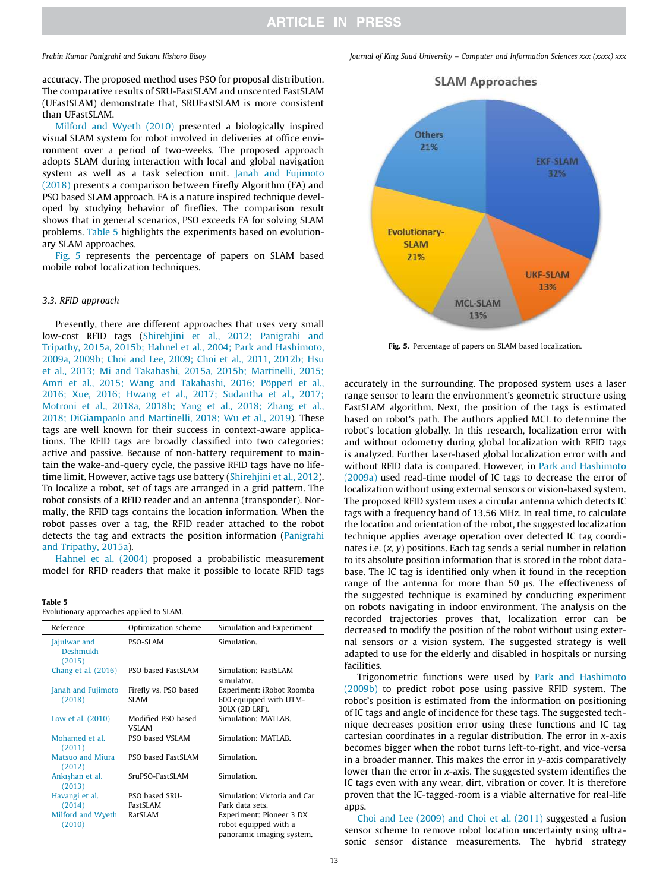accuracy. The proposed method uses PSO for proposal distribution. The comparative results of SRU-FastSLAM and unscented FastSLAM (UFastSLAM) demonstrate that, SRUFastSLAM is more consistent than UFastSLAM.

Milford and Wyeth (2010) presented a biologically inspired visual SLAM system for robot involved in deliveries at office environment over a period of two-weeks. The proposed approach adopts SLAM during interaction with local and global navigation system as well as a task selection unit. Janah and Fujimoto (2018) presents a comparison between Firefly Algorithm (FA) and PSO based SLAM approach. FA is a nature inspired technique developed by studying behavior of fireflies. The comparison result shows that in general scenarios, PSO exceeds FA for solving SLAM problems. Table 5 highlights the experiments based on evolutionary SLAM approaches.

Fig. 5 represents the percentage of papers on SLAM based mobile robot localization techniques.

### 3.3. RFID approach

Presently, there are different approaches that uses very small low-cost RFID tags (Shirehjini et al., 2012; Panigrahi and Tripathy, 2015a, 2015b; Hahnel et al., 2004; Park and Hashimoto, 2009a, 2009b; Choi and Lee, 2009; Choi et al., 2011, 2012b; Hsu et al., 2013; Mi and Takahashi, 2015a, 2015b; Martinelli, 2015; Amri et al., 2015; Wang and Takahashi, 2016; Pöpperl et al., 2016; Xue, 2016; Hwang et al., 2017; Sudantha et al., 2017; Motroni et al., 2018a, 2018b; Yang et al., 2018; Zhang et al., 2018; DiGiampaolo and Martinelli, 2018; Wu et al., 2019). These tags are well known for their success in context-aware applications. The RFID tags are broadly classified into two categories: active and passive. Because of non-battery requirement to maintain the wake-and-query cycle, the passive RFID tags have no lifetime limit. However, active tags use battery (Shirehjini et al., 2012). To localize a robot, set of tags are arranged in a grid pattern. The robot consists of a RFID reader and an antenna (transponder). Normally, the RFID tags contains the location information. When the robot passes over a tag, the RFID reader attached to the robot detects the tag and extracts the position information (Panigrahi and Tripathy, 2015a).

Hahnel et al. (2004) proposed a probabilistic measurement model for RFID readers that make it possible to locate RFID tags accurately in the surrounding. The proposed system uses a laser range sensor to learn the environment's geometric structure using FastSLAM algorithm. Next, the position of the tags is estimated based on robot's path. The authors applied MCL to determine the robot's location globally. In this research, localization error with and without odometry during global localization with RFID tags is analyzed. Further laser-based global localization error with and without RFID data is compared. However, in Park and Hashimoto (2009a) used read-time model of IC tags to decrease the error of localization without using external sensors or vision-based system. The proposed RFID system uses a circular antenna which detects IC tags with a frequency band of 13.56 MHz. In real time, to calculate the location and orientation of the robot, the suggested localization technique applies average operation over detected IC tag coordinates i.e. $(x, y)$ positions. Each tag sends a serial number in relation to its absolute position information that is stored in the robot database. The IC tag is identified only when it found in the reception range of the antenna for more than 50 μs. The effectiveness of the suggested technique is examined by conducting experiment on robots navigating in indoor environment. The analysis on the recorded trajectories proves that, localization error can be decreased to modify the position of the robot without using external sensors or a vision system. The suggested strategy is well adapted to use for the elderly and disabled in hospitals or nursing facilities.

Trigonometric functions were used by Park and Hashimoto (2009b) to predict robot pose using passive RFID system. The robot's position is estimated from the information on positioning of IC tags and angle of incidence for these tags. The suggested technique decreases position error using these functions and IC tag cartesian coordinates in a regular distribution. The error in $x$-axis becomes bigger when the robot turns left-to-right, and vice-versa in a broader manner. This makes the error in $y$-axis comparatively lower than the error in $x$-axis. The suggested system identifies the IC tags even with any wear, dirt, vibration or cover. It is therefore proven that the IC-tagged-room is a viable alternative for real-life apps.

Choi and Lee (2009) and Choi et al. (2011) suggested a fusion sensor scheme to remove robot location uncertainty using ultrasonic sensor distance measurements. The hybrid strategy

**Table 5**
Evolutionary approaches applied to SLAM.

| Reference | Optimization scheme | Simulation and Experiment |
|---|---|---|
| Jajulwar and Deshmukh (2015) | PSO-SLAM | Simulation. |
| Chang et al. (2016) | PSO based FastSLAM | Simulation: FastSLAM simulator. |
| Janah and Fujimoto (2018) | Firefly vs. PSO based SLAM | Experiment: iRobot Roomba 600 equipped with UTM-30LX (2D LRF). |
| Low et al. (2010) | Modified PSO based VSLAM | Simulation: MATLAB. |
| Mohamed et al. (2011) | PSO based VSLAM | Simulation: MATLAB. |
| Matsuo and Miura (2012) | PSO based FastSLAM | Simulation. |
| Ankışhan et al. (2013) | SruPSO-FastSLAM | Simulation. |
| Havangi et al. (2014) | PSO based SRU-FastSLAM | Simulation: Victoria and Car Park data sets. |
| Milford and Wyeth (2010) | RatSLAM | Experiment: Pioneer 3 DX robot equipped with a panoramic imaging system. |

SLAM Approaches: EKF-SLAM 32%, UKF-SLAM 13%, MCL-SLAM 13%, Evolutionary-SLAM 21%, Others 21%

**Fig. 5.** Percentage of papers on SLAM based localization.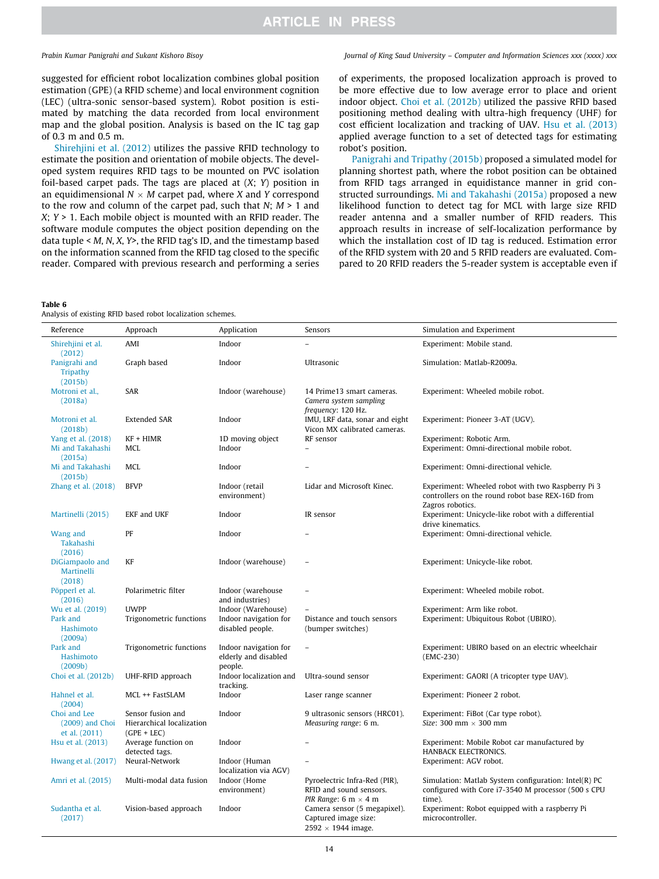suggested for efficient robot localization combines global position estimation (GPE) (a RFID scheme) and local environment cognition (LEC) (ultra-sonic sensor-based system). Robot position is estimated by matching the data recorded from local environment map and the global position. Analysis is based on the IC tag gap of 0.3 m and 0.5 m.

Shirehjini et al. (2012) utilizes the passive RFID technology to estimate the position and orientation of mobile objects. The developed system requires RFID tags to be mounted on PVC isolation foil-based carpet pads. The tags are placed at ($X$; $Y$) position in an equidimensional $N \times M$ carpet pad, where $X$ and $Y$ correspond to the row and column of the carpet pad, such that $N$; $M > 1$ and $X$; $Y > 1$. Each mobile object is mounted with an RFID reader. The software module computes the object position depending on the data tuple < $M$, $N$, $X$, $Y$>, the RFID tag's ID, and the timestamp based on the information scanned from the RFID tag closed to the specific reader. Compared with previous research and performing a series of experiments, the proposed localization approach is proved to be more effective due to low average error to place and orient indoor object. Choi et al. (2012b) utilized the passive RFID based positioning method dealing with ultra-high frequency (UHF) for cost efficient localization and tracking of UAV. Hsu et al. (2013) applied average function to a set of detected tags for estimating robot's position.

Panigrahi and Tripathy (2015b) proposed a simulated model for planning shortest path, where the robot position can be obtained from RFID tags arranged in equidistance manner in grid constructed surroundings. Mi and Takahashi (2015a) proposed a new likelihood function to detect tag for MCL with large size RFID reader antenna and a smaller number of RFID readers. This approach results in increase of self-localization performance by which the installation cost of ID tag is reduced. Estimation error of the RFID system with 20 and 5 RFID readers are evaluated. Compared to 20 RFID readers the 5-reader system is acceptable even if

**Table 6**
Analysis of existing RFID based robot localization schemes.

| Reference | Approach | Application | Sensors | Simulation and Experiment |
|---|---|---|---|---|
| Shirehjini et al. (2012) | AMI | Indoor | – | Experiment: Mobile stand. |
| Panigrahi and Tripathy (2015b) | Graph based | Indoor | Ultrasonic | Simulation: Matlab-R2009a. |
| Motroni et al., (2018a) | SAR | Indoor (warehouse) | 14 Prime13 smart cameras. *Camera system sampling frequency*: 120 Hz. | Experiment: Wheeled mobile robot. |
| Motroni et al. (2018b) | Extended SAR | Indoor | IMU, LRF data, sonar and eight Vicon MX calibrated cameras. | Experiment: Pioneer 3-AT (UGV). |
| Yang et al. (2018) | KF + HIMR | 1D moving object | RF sensor | Experiment: Robotic Arm. |
| Mi and Takahashi (2015a) | MCL | Indoor | – | Experiment: Omni-directional mobile robot. |
| Mi and Takahashi (2015b) | MCL | Indoor | – | Experiment: Omni-directional vehicle. |
| Zhang et al. (2018) | BFVP | Indoor (retail environment) | Lidar and Microsoft Kinec. | Experiment: Wheeled robot with two Raspberry Pi 3 controllers on the round robot base REX-16D from Zagros robotics. |
| Martinelli (2015) | EKF and UKF | Indoor | IR sensor | Experiment: Unicycle-like robot with a differential drive kinematics. |
| Wang and Takahashi (2016) | PF | Indoor | – | Experiment: Omni-directional vehicle. |
| DiGiampaolo and Martinelli (2018) | KF | Indoor (warehouse) | – | Experiment: Unicycle-like robot. |
| Pöpperl et al. (2016) | Polarimetric filter | Indoor (warehouse and industries) | – | Experiment: Wheeled mobile robot. |
| Wu et al. (2019) | UWPP | Indoor (Warehouse) | – | Experiment: Arm like robot. |
| Park and Hashimoto (2009a) | Trigonometric functions | Indoor navigation for disabled people. | Distance and touch sensors (bumper switches) | Experiment: Ubiquitous Robot (UBIRO). |
| Park and Hashimoto (2009b) | Trigonometric functions | Indoor navigation for elderly and disabled people. | – | Experiment: UBIRO based on an electric wheelchair (EMC-230) |
| Choi et al. (2012b) | UHF-RFID approach | Indoor localization and tracking. | Ultra-sound sensor | Experiment: GAORI (A tricopter type UAV). |
| Hahnel et al. (2004) | MCL ++ FastSLAM | Indoor | Laser range scanner | Experiment: Pioneer 2 robot. |
| Choi and Lee (2009) and Choi et al. (2011) | Sensor fusion and Hierarchical localization (GPE + LEC) | Indoor | 9 ultrasonic sensors (HRC01). *Measuring range*: 6 m. | Experiment: FiBot (Car type robot). *Size*: 300 mm $\times$ 300 mm |
| Hsu et al. (2013) | Average function on detected tags. | Indoor | – | Experiment: Mobile Robot car manufactured by HANBACK ELECTRONICS. |
| Hwang et al. (2017) | Neural-Network | Indoor (Human localization via AGV) | – | Experiment: AGV robot. |
| Amri et al. (2015) | Multi-modal data fusion | Indoor (Home environment) | Pyroelectric Infra-Red (PIR), RFID and sound sensors. *PIR Range*: 6 m $\times$ 4 m | Simulation: Matlab System configuration: Intel(R) PC configured with Core i7-3540 M processor (500 s CPU time). |
| Sudantha et al. (2017) | Vision-based approach | Indoor | Camera sensor (5 megapixel). Captured image size: 2592 $\times$ 1944 image. | Experiment: Robot equipped with a raspberry Pi microcontroller. |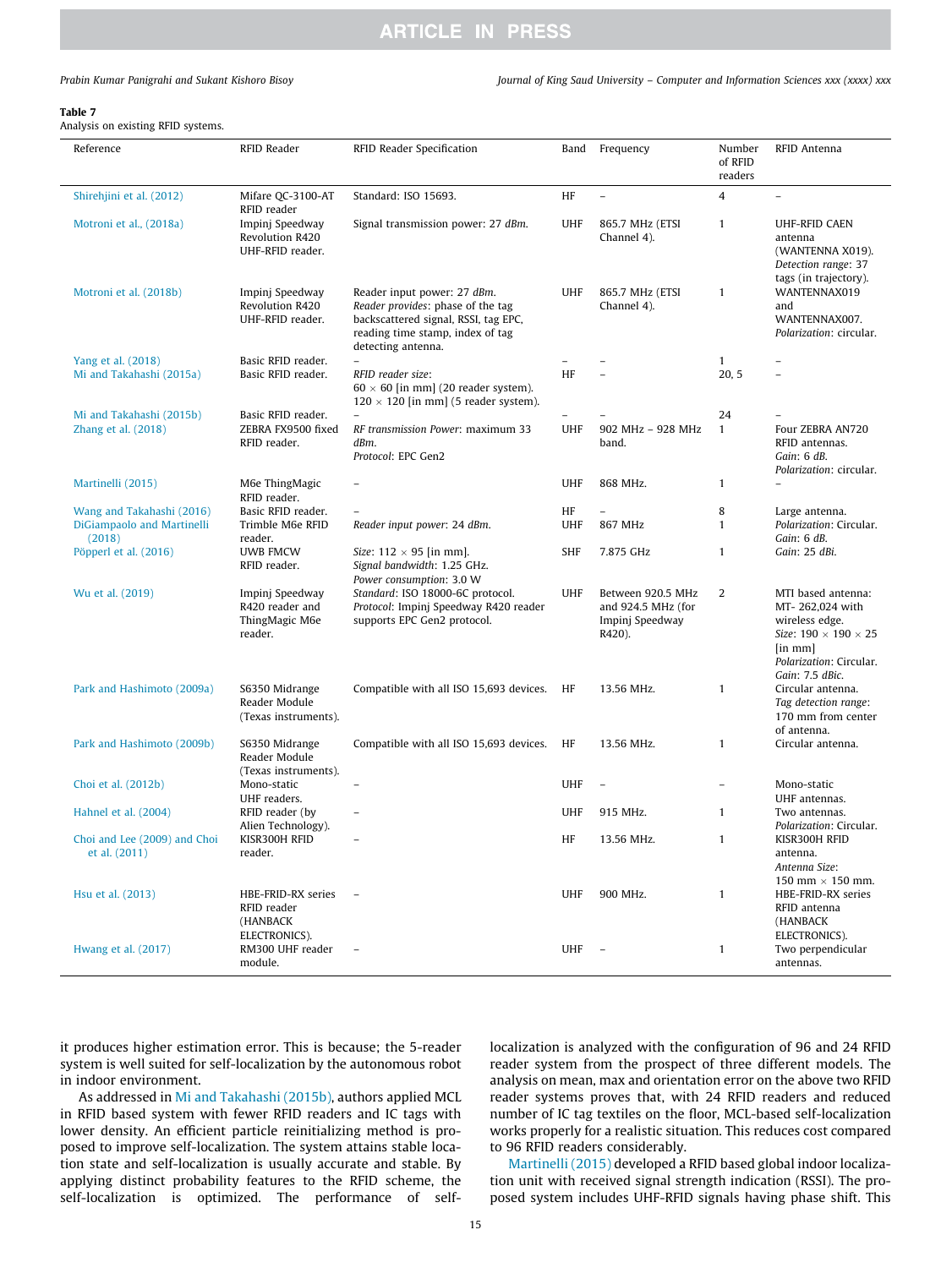**Table 7**
Analysis on existing RFID systems.

| Reference | RFID Reader | RFID Reader Specification | Band | Frequency | Number of RFID readers | RFID Antenna |
|---|---|---|---|---|---|---|
| Shirehjini et al. (2012) | Mifare QC-3100-AT RFID reader | Standard: ISO 15693. | HF | – | 4 | – |
| Motroni et al., (2018a) | Impinj Speedway Revolution R420 UHF-RFID reader. | Signal transmission power: 27 *dBm*. | UHF | 865.7 MHz (ETSI Channel 4). | 1 | UHF-RFID CAEN antenna (WANTENNA X019). *Detection range*: 37 tags (in trajectory). |
| Motroni et al. (2018b) | Impinj Speedway Revolution R420 UHF-RFID reader. | Reader input power: 27 *dBm*. *Reader provides*: phase of the tag backscattered signal, RSSI, tag EPC, reading time stamp, index of tag detecting antenna. | UHF | 865.7 MHz (ETSI Channel 4). | 1 | WANTENNAX019 and WANTENNAX007. *Polarization*: circular. |
| Yang et al. (2018) | Basic RFID reader. | – | – | – | 1 | – |
| Mi and Takahashi (2015a) | Basic RFID reader. | *RFID reader size*: 60 × 60 [in mm] (20 reader system). 120 × 120 [in mm] (5 reader system). | HF | – | 20, 5 | – |
| Mi and Takahashi (2015b) | Basic RFID reader. | – | – | – | 24 | – |
| Zhang et al. (2018) | ZEBRA FX9500 fixed RFID reader. | *RF transmission Power*: maximum 33 *dBm*. *Protocol*: EPC Gen2 | UHF | 902 MHz – 928 MHz band. | 1 | Four ZEBRA AN720 RFID antennas. *Gain*: 6 *dB*. *Polarization*: circular. |
| Martinelli (2015) | M6e ThingMagic RFID reader. | – | UHF | 868 MHz. | 1 | – |
| Wang and Takahashi (2016) | Basic RFID reader. | – | HF | – | 8 | Large antenna. |
| DiGiampaolo and Martinelli (2018) | Trimble M6e RFID reader. | *Reader input power*: 24 *dBm*. | UHF | 867 MHz | 1 | *Polarization*: Circular. *Gain*: 6 *dB*. |
| Pöpperl et al. (2016) | UWB FMCW RFID reader. | *Size*: 112 × 95 [in mm]. *Signal bandwidth*: 1.25 GHz. *Power consumption*: 3.0 W | SHF | 7.875 GHz | 1 | *Gain*: 25 *dBi*. |
| Wu et al. (2019) | Impinj Speedway R420 reader and ThingMagic M6e reader. | *Standard*: ISO 18000-6C protocol. *Protocol*: Impinj Speedway R420 reader supports EPC Gen2 protocol. | UHF | Between 920.5 MHz and 924.5 MHz (for Impinj Speedway R420). | 2 | MTI based antenna: MT- 262,024 with wireless edge. *Size*: 190 × 190 × 25 [in mm] *Polarization*: Circular. *Gain*: 7.5 *dBic*. |
| Park and Hashimoto (2009a) | S6350 Midrange Reader Module (Texas instruments). | Compatible with all ISO 15,693 devices. | HF | 13.56 MHz. | 1 | Circular antenna. *Tag detection range*: 170 mm from center of antenna. |
| Park and Hashimoto (2009b) | S6350 Midrange Reader Module (Texas instruments). | Compatible with all ISO 15,693 devices. | HF | 13.56 MHz. | 1 | Circular antenna. |
| Choi et al. (2012b) | Mono-static UHF readers. | – | UHF | – | – | Mono-static UHF antennas. |
| Hahnel et al. (2004) | RFID reader (by Alien Technology). | – | UHF | 915 MHz. | 1 | Two antennas. *Polarization*: Circular. |
| Choi and Lee (2009) and Choi et al. (2011) | KISR300H RFID reader. | – | HF | 13.56 MHz. | 1 | KISR300H RFID antenna. *Antenna Size*: 150 mm × 150 mm. |
| Hsu et al. (2013) | HBE-FRID-RX series RFID reader (HANBACK ELECTRONICS). | – | UHF | 900 MHz. | 1 | HBE-FRID-RX series RFID antenna (HANBACK ELECTRONICS). |
| Hwang et al. (2017) | RM300 UHF reader module. | – | UHF | – | 1 | Two perpendicular antennas. |

it produces higher estimation error. This is because; the 5-reader system is well suited for self-localization by the autonomous robot in indoor environment.

As addressed in Mi and Takahashi (2015b), authors applied MCL in RFID based system with fewer RFID readers and IC tags with lower density. An efficient particle reinitializing method is proposed to improve self-localization. The system attains stable location state and self-localization is usually accurate and stable. By applying distinct probability features to the RFID scheme, the self-localization is optimized. The performance of self-localization is analyzed with the configuration of 96 and 24 RFID reader system from the prospect of three different models. The analysis on mean, max and orientation error on the above two RFID reader systems proves that, with 24 RFID readers and reduced number of IC tag textiles on the floor, MCL-based self-localization works properly for a realistic situation. This reduces cost compared to 96 RFID readers considerably.

Martinelli (2015) developed a RFID based global indoor localization unit with received signal strength indication (RSSI). The proposed system includes UHF-RFID signals having phase shift. This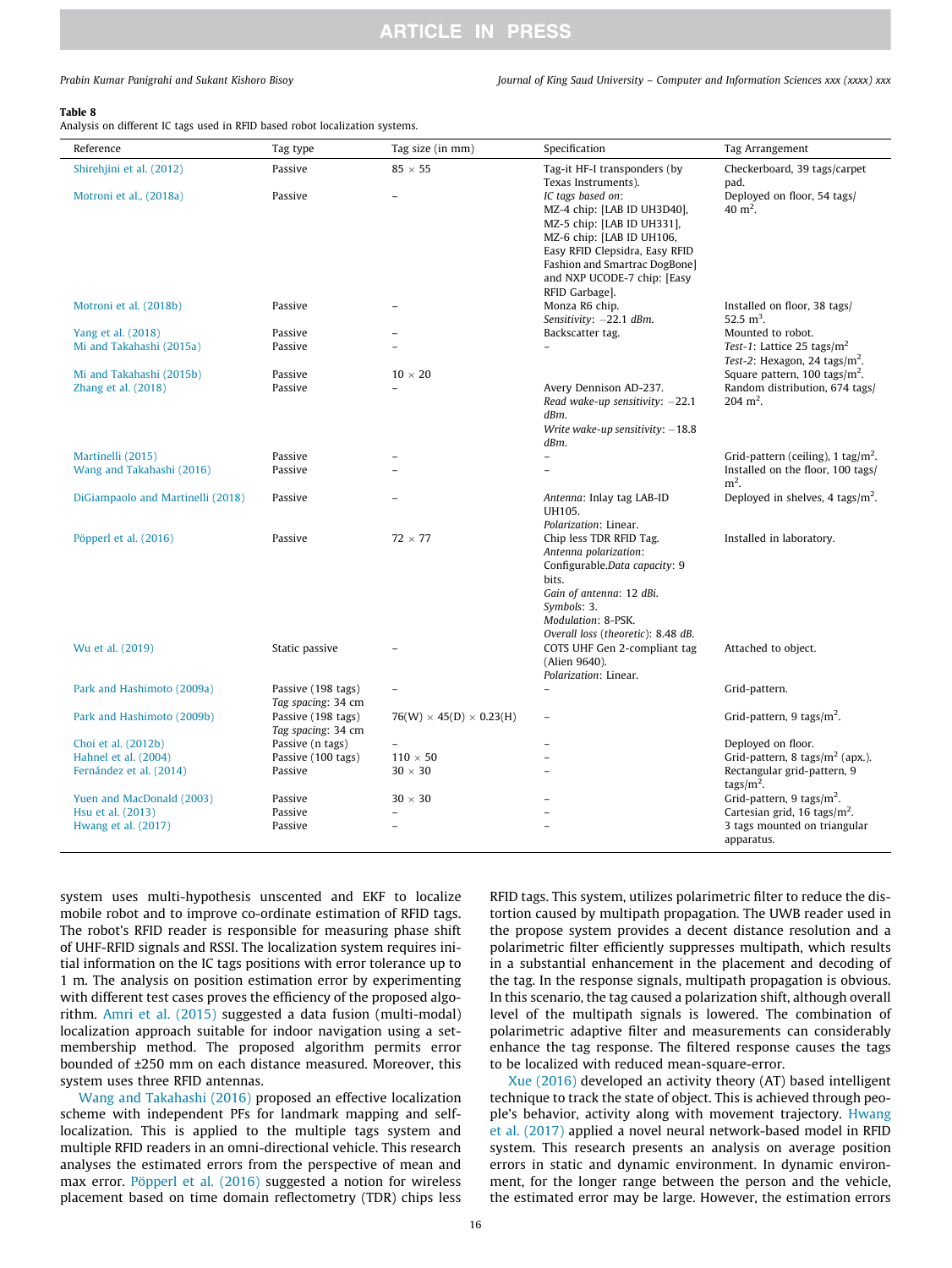**Table 8**
Analysis on different IC tags used in RFID based robot localization systems.

| Reference | Tag type | Tag size (in mm) | Specification | Tag Arrangement |
|---|---|---|---|---|
| Shirehjini et al. (2012) | Passive | 85 × 55 | Tag-it HF-I transponders (by Texas Instruments). | Checkerboard, 39 tags/carpet pad. |
| Motroni et al., (2018a) | Passive | – | *IC tags based on*: MZ-4 chip: [LAB ID UH3D40], MZ-5 chip: [LAB ID UH331], MZ-6 chip: [LAB ID UH106, Easy RFID Clepsidra, Easy RFID Fashion and Smartrac DogBone] and NXP UCODE-7 chip: [Easy RFID Garbage]. | Deployed on floor, 54 tags/ 40 $m^2$. |
| Motroni et al. (2018b) | Passive | – | Monza R6 chip. *Sensitivity*: −22.1 *dBm*. | Installed on floor, 38 tags/ 52.5 $m^3$. |
| Yang et al. (2018) | Passive | – | Backscatter tag. | Mounted to robot. |
| Mi and Takahashi (2015a) | Passive | – | – | *Test-1*: Lattice 25 tags/$m^2$ *Test-2*: Hexagon, 24 tags/$m^2$. |
| Mi and Takahashi (2015b) | Passive | 10 × 20 | | Square pattern, 100 tags/$m^2$. |
| Zhang et al. (2018) | Passive | – | Avery Dennison AD-237. *Read wake-up sensitivity*: −22.1 *dBm*. *Write wake-up sensitivity*: −18.8 *dBm*. | Random distribution, 674 tags/ 204 $m^2$. |
| Martinelli (2015) | Passive | – | – | Grid-pattern (ceiling), 1 tag/$m^2$. |
| Wang and Takahashi (2016) | Passive | – | – | Installed on the floor, 100 tags/ $m^2$. |
| DiGiampaolo and Martinelli (2018) | Passive | – | *Antenna*: Inlay tag LAB-ID UH105. *Polarization*: Linear. | Deployed in shelves, 4 tags/$m^2$. |
| Pöpperl et al. (2016) | Passive | 72 × 77 | Chip less TDR RFID Tag. *Antenna polarization*: Configurable.*Data capacity*: 9 bits. *Gain of antenna*: 12 *dBi*. *Symbols*: 3. *Modulation*: 8-PSK. *Overall loss* (*theoretic*): 8.48 *dB*. | Installed in laboratory. |
| Wu et al. (2019) | Static passive | – | COTS UHF Gen 2-compliant tag (Alien 9640). *Polarization*: Linear. | Attached to object. |
| Park and Hashimoto (2009a) | Passive (198 tags) *Tag spacing*: 34 cm | – | – | Grid-pattern. |
| Park and Hashimoto (2009b) | Passive (198 tags) *Tag spacing*: 34 cm | 76(W) × 45(D) × 0.23(H) | – | Grid-pattern, 9 tags/$m^2$. |
| Choi et al. (2012b) | Passive (n tags) | – | – | Deployed on floor. |
| Hahnel et al. (2004) | Passive (100 tags) | 110 × 50 | – | Grid-pattern, 8 tags/$m^2$ (apx.). |
| Fernández et al. (2014) | Passive | 30 × 30 | – | Rectangular grid-pattern, 9 tags/$m^2$. |
| Yuen and MacDonald (2003) | Passive | 30 × 30 | – | Grid-pattern, 9 tags/$m^2$. |
| Hsu et al. (2013) | Passive | – | – | Cartesian grid, 16 tags/$m^2$. |
| Hwang et al. (2017) | Passive | – | – | 3 tags mounted on triangular apparatus. |

system uses multi-hypothesis unscented and EKF to localize mobile robot and to improve co-ordinate estimation of RFID tags. The robot's RFID reader is responsible for measuring phase shift of UHF-RFID signals and RSSI. The localization system requires initial information on the IC tags positions with error tolerance up to 1 m. The analysis on position estimation error by experimenting with different test cases proves the efficiency of the proposed algorithm. Amri et al. (2015) suggested a data fusion (multi-modal) localization approach suitable for indoor navigation using a set-membership method. The proposed algorithm permits error bounded of ±250 mm on each distance measured. Moreover, this system uses three RFID antennas.

Wang and Takahashi (2016) proposed an effective localization scheme with independent PFs for landmark mapping and self-localization. This is applied to the multiple tags system and multiple RFID readers in an omni-directional vehicle. This research analyses the estimated errors from the perspective of mean and max error. Pöpperl et al. (2016) suggested a notion for wireless placement based on time domain reflectometry (TDR) chips less RFID tags. This system, utilizes polarimetric filter to reduce the distortion caused by multipath propagation. The UWB reader used in the propose system provides a decent distance resolution and a polarimetric filter efficiently suppresses multipath, which results in a substantial enhancement in the placement and decoding of the tag. In the response signals, multipath propagation is obvious. In this scenario, the tag caused a polarization shift, although overall level of the multipath signals is lowered. The combination of polarimetric adaptive filter and measurements can considerably enhance the tag response. The filtered response causes the tags to be localized with reduced mean-square-error.

Xue (2016) developed an activity theory (AT) based intelligent technique to track the state of object. This is achieved through people's behavior, activity along with movement trajectory. Hwang et al. (2017) applied a novel neural network-based model in RFID system. This research presents an analysis on average position errors in static and dynamic environment. In dynamic environment, for the longer range between the person and the vehicle, the estimated error may be large. However, the estimation errors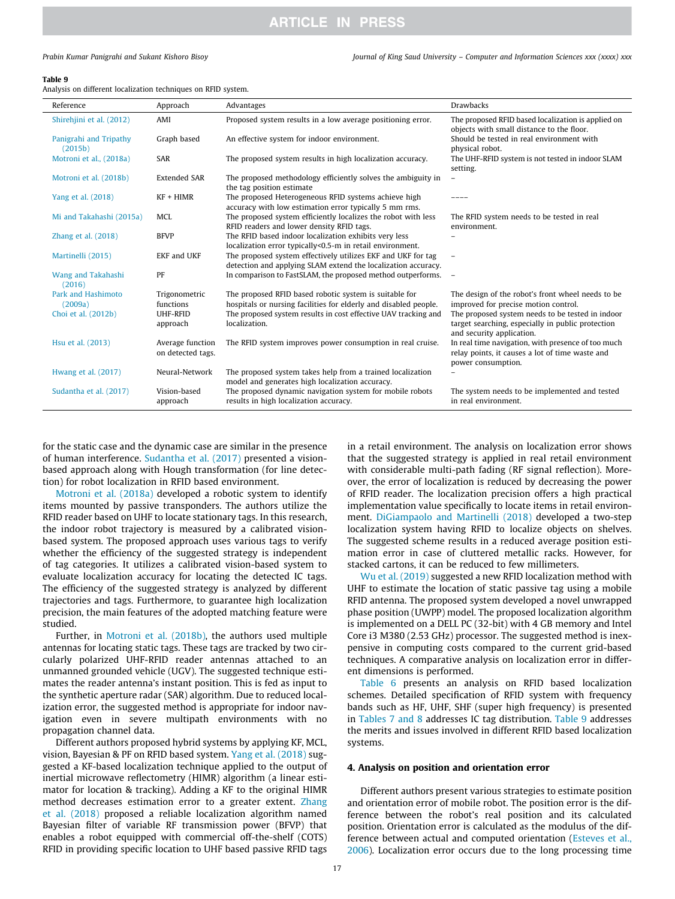**Table 9**
Analysis on different localization techniques on RFID system.

| Reference | Approach | Advantages | Drawbacks |
|---|---|---|---|
| Shirehjini et al. (2012) | AMI | Proposed system results in a low average positioning error. | The proposed RFID based localization is applied on objects with small distance to the floor. |
| Panigrahi and Tripathy (2015b) | Graph based | An effective system for indoor environment. | Should be tested in real environment with physical robot. |
| Motroni et al., (2018a) | SAR | The proposed system results in high localization accuracy. | The UHF-RFID system is not tested in indoor SLAM setting. |
| Motroni et al. (2018b) | Extended SAR | The proposed methodology efficiently solves the ambiguity in the tag position estimate | – |
| Yang et al. (2018) | KF + HIMR | The proposed Heterogeneous RFID systems achieve high accuracy with low estimation error typically 5 mm rms. | –––– |
| Mi and Takahashi (2015a) | MCL | The proposed system efficiently localizes the robot with less RFID readers and lower density RFID tags. | The RFID system needs to be tested in real environment. |
| Zhang et al. (2018) | BFVP | The RFID based indoor localization exhibits very less localization error typically<0.5-m in retail environment. | – |
| Martinelli (2015) | EKF and UKF | The proposed system effectively utilizes EKF and UKF for tag detection and applying SLAM extend the localization accuracy. | – |
| Wang and Takahashi (2016) | PF | In comparison to FastSLAM, the proposed method outperforms. | – |
| Park and Hashimoto (2009a) | Trigonometric functions | The proposed RFID based robotic system is suitable for hospitals or nursing facilities for elderly and disabled people. | The design of the robot's front wheel needs to be improved for precise motion control. |
| Choi et al. (2012b) | UHF-RFID approach | The proposed system results in cost effective UAV tracking and localization. | The proposed system needs to be tested in indoor target searching, especially in public protection and security application. |
| Hsu et al. (2013) | Average function on detected tags. | The RFID system improves power consumption in real cruise. | In real time navigation, with presence of too much relay points, it causes a lot of time waste and power consumption. |
| Hwang et al. (2017) | Neural-Network | The proposed system takes help from a trained localization model and generates high localization accuracy. | – |
| Sudantha et al. (2017) | Vision-based approach | The proposed dynamic navigation system for mobile robots results in high localization accuracy. | The system needs to be implemented and tested in real environment. |

for the static case and the dynamic case are similar in the presence of human interference. Sudantha et al. (2017) presented a vision-based approach along with Hough transformation (for line detection) for robot localization in RFID based environment.

Motroni et al. (2018a) developed a robotic system to identify items mounted by passive transponders. The authors utilize the RFID reader based on UHF to locate stationary tags. In this research, the indoor robot trajectory is measured by a calibrated vision-based system. The proposed approach uses various tags to verify whether the efficiency of the suggested strategy is independent of tag categories. It utilizes a calibrated vision-based system to evaluate localization accuracy for locating the detected IC tags. The efficiency of the suggested strategy is analyzed by different trajectories and tags. Furthermore, to guarantee high localization precision, the main features of the adopted matching feature were studied.

Further, in Motroni et al. (2018b), the authors used multiple antennas for locating static tags. These tags are tracked by two circularly polarized UHF-RFID reader antennas attached to an unmanned grounded vehicle (UGV). The suggested technique estimates the reader antenna's instant position. This is fed as input to the synthetic aperture radar (SAR) algorithm. Due to reduced localization error, the suggested method is appropriate for indoor navigation even in severe multipath environments with no propagation channel data.

Different authors proposed hybrid systems by applying KF, MCL, vision, Bayesian & PF on RFID based system. Yang et al. (2018) suggested a KF-based localization technique applied to the output of inertial microwave reflectometry (HIMR) algorithm (a linear estimator for location & tracking). Adding a KF to the original HIMR method decreases estimation error to a greater extent. Zhang et al. (2018) proposed a reliable localization algorithm named Bayesian filter of variable RF transmission power (BFVP) that enables a robot equipped with commercial off-the-shelf (COTS) RFID in providing specific location to UHF based passive RFID tags in a retail environment. The analysis on localization error shows that the suggested strategy is applied in real retail environment with considerable multi-path fading (RF signal reflection). Moreover, the error of localization is reduced by decreasing the power of RFID reader. The localization precision offers a high practical implementation value specifically to locate items in retail environment. DiGiampaolo and Martinelli (2018) developed a two-step localization system having RFID to localize objects on shelves. The suggested scheme results in a reduced average position estimation error in case of cluttered metallic racks. However, for stacked cartons, it can be reduced to few millimeters.

Wu et al. (2019) suggested a new RFID localization method with UHF to estimate the location of static passive tag using a mobile RFID antenna. The proposed system developed a novel unwrapped phase position (UWPP) model. The proposed localization algorithm is implemented on a DELL PC (32-bit) with 4 GB memory and Intel Core i3 M380 (2.53 GHz) processor. The suggested method is inexpensive in computing costs compared to the current grid-based techniques. A comparative analysis on localization error in different dimensions is performed.

Table 6 presents an analysis on RFID based localization schemes. Detailed specification of RFID system with frequency bands such as HF, UHF, SHF (super high frequency) is presented in Tables 7 and 8 addresses IC tag distribution. Table 9 addresses the merits and issues involved in different RFID based localization systems.

## 4. Analysis on position and orientation error

Different authors present various strategies to estimate position and orientation error of mobile robot. The position error is the difference between the robot's real position and its calculated position. Orientation error is calculated as the modulus of the difference between actual and computed orientation (Esteves et al., 2006). Localization error occurs due to the long processing time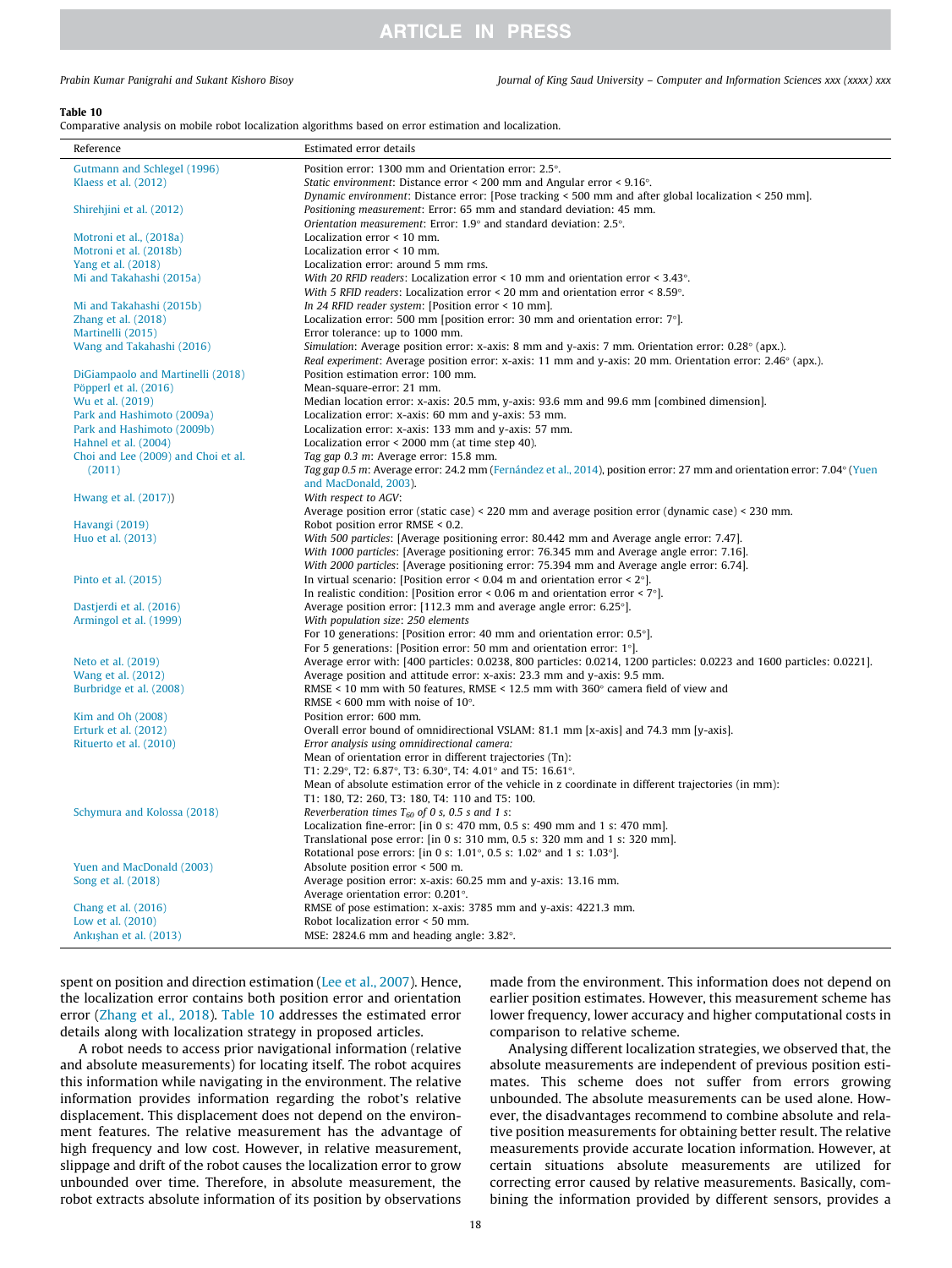**Table 10**
Comparative analysis on mobile robot localization algorithms based on error estimation and localization.

| Reference | Estimated error details |
|---|---|
| Gutmann and Schlegel (1996) | Position error: 1300 mm and Orientation error: 2.5°. |
| Klaess et al. (2012) | *Static environment*: Distance error < 200 mm and Angular error < 9.16°. |
| | *Dynamic environment*: Distance error: [Pose tracking < 500 mm and after global localization < 250 mm]. |
| Shirehjini et al. (2012) | *Positioning measurement*: Error: 65 mm and standard deviation: 45 mm. |
| | *Orientation measurement*: Error: 1.9° and standard deviation: 2.5°. |
| Motroni et al., (2018a) | Localization error < 10 mm. |
| Motroni et al. (2018b) | Localization error < 10 mm. |
| Yang et al. (2018) | Localization error: around 5 mm rms. |
| Mi and Takahashi (2015a) | *With 20 RFID readers*: Localization error < 10 mm and orientation error < 3.43°. |
| | *With 5 RFID readers*: Localization error < 20 mm and orientation error < 8.59°. |
| Mi and Takahashi (2015b) | *In 24 RFID reader system*: [Position error < 10 mm]. |
| Zhang et al. (2018) | Localization error: 500 mm [position error: 30 mm and orientation error: 7°]. |
| Martinelli (2015) | Error tolerance: up to 1000 mm. |
| Wang and Takahashi (2016) | *Simulation*: Average position error: x-axis: 8 mm and y-axis: 7 mm. Orientation error: 0.28° (apx.). |
| | *Real experiment*: Average position error: x-axis: 11 mm and y-axis: 20 mm. Orientation error: 2.46° (apx.). |
| DiGiampaolo and Martinelli (2018) | Position estimation error: 100 mm. |
| Pöpperl et al. (2016) | Mean-square-error: 21 mm. |
| Wu et al. (2019) | Median location error: x-axis: 20.5 mm, y-axis: 93.6 mm and 99.6 mm [combined dimension]. |
| Park and Hashimoto (2009a) | Localization error: x-axis: 60 mm and y-axis: 53 mm. |
| Park and Hashimoto (2009b) | Localization error: x-axis: 133 mm and y-axis: 57 mm. |
| Hahnel et al. (2004) | Localization error < 2000 mm (at time step 40). |
| Choi and Lee (2009) and Choi et al. (2011) | *Tag gap 0.3 m*: Average error: 15.8 mm. |
| | *Tag gap 0.5 m*: Average error: 24.2 mm (Fernández et al., 2014), position error: 27 mm and orientation error: 7.04° (Yuen and MacDonald, 2003). |
| Hwang et al. (2017)) | *With respect to AGV*: |
| | Average position error (static case) < 220 mm and average position error (dynamic case) < 230 mm. |
| Havangi (2019) | Robot position error RMSE < 0.2. |
| Huo et al. (2013) | *With 500 particles*: [Average positioning error: 80.442 mm and Average angle error: 7.47]. |
| | *With 1000 particles*: [Average positioning error: 76.345 mm and Average angle error: 7.16]. |
| | *With 2000 particles*: [Average positioning error: 75.394 mm and Average angle error: 6.74]. |
| Pinto et al. (2015) | In virtual scenario: [Position error < 0.04 m and orientation error < 2°]. |
| | In realistic condition: [Position error < 0.06 m and orientation error < 7°]. |
| Dastjerdi et al. (2016) | Average position error: [112.3 mm and average angle error: 6.25°]. |
| Armingol et al. (1999) | *With population size: 250 elements* |
| | For 10 generations: [Position error: 40 mm and orientation error: 0.5°]. |
| | For 5 generations: [Position error: 50 mm and orientation error: 1°]. |
| Neto et al. (2019) | Average error with: [400 particles: 0.0238, 800 particles: 0.0214, 1200 particles: 0.0223 and 1600 particles: 0.0221]. |
| Wang et al. (2012) | Average position and attitude error: x-axis: 23.3 mm and y-axis: 9.5 mm. |
| Burbridge et al. (2008) | RMSE < 10 mm with 50 features, RMSE < 12.5 mm with 360° camera field of view and |
| | RMSE < 600 mm with noise of 10°. |
| Kim and Oh (2008) | Position error: 600 mm. |
| Erturk et al. (2012) | Overall error bound of omnidirectional VSLAM: 81.1 mm [x-axis] and 74.3 mm [y-axis]. |
| Rituerto et al. (2010) | *Error analysis using omnidirectional camera:* |
| | Mean of orientation error in different trajectories (Tn): |
| | T1: 2.29°, T2: 6.87°, T3: 6.30°, T4: 4.01° and T5: 16.61°. |
| | Mean of absolute estimation error of the vehicle in z coordinate in different trajectories (in mm): |
| | T1: 180, T2: 260, T3: 180, T4: 110 and T5: 100. |
| Schymura and Kolossa (2018) | *Reverberation times $T_{60}$ of 0 s, 0.5 s and 1 s*: |
| | Localization fine-error: [in 0 s: 470 mm, 0.5 s: 490 mm and 1 s: 470 mm]. |
| | Translational pose error: [in 0 s: 310 mm, 0.5 s: 320 mm and 1 s: 320 mm]. |
| | Rotational pose errors: [in 0 s: 1.01°, 0.5 s: 1.02° and 1 s: 1.03°]. |
| Yuen and MacDonald (2003) | Absolute position error < 500 m. |
| Song et al. (2018) | Average position error: x-axis: 60.25 mm and y-axis: 13.16 mm. |
| | Average orientation error: 0.201°. |
| Chang et al. (2016) | RMSE of pose estimation: x-axis: 3785 mm and y-axis: 4221.3 mm. |
| Low et al. (2010) | Robot localization error < 50 mm. |
| Ankışhan et al. (2013) | MSE: 2824.6 mm and heading angle: 3.82°. |

spent on position and direction estimation (Lee et al., 2007). Hence, the localization error contains both position error and orientation error (Zhang et al., 2018). Table 10 addresses the estimated error details along with localization strategy in proposed articles.

A robot needs to access prior navigational information (relative and absolute measurements) for locating itself. The robot acquires this information while navigating in the environment. The relative information provides information regarding the robot's relative displacement. This displacement does not depend on the environment features. The relative measurement has the advantage of high frequency and low cost. However, in relative measurement, slippage and drift of the robot causes the localization error to grow unbounded over time. Therefore, in absolute measurement, the robot extracts absolute information of its position by observations made from the environment. This information does not depend on earlier position estimates. However, this measurement scheme has lower frequency, lower accuracy and higher computational costs in comparison to relative scheme.

Analysing different localization strategies, we observed that, the absolute measurements are independent of previous position estimates. This scheme does not suffer from errors growing unbounded. The absolute measurements can be used alone. However, the disadvantages recommend to combine absolute and relative position measurements for obtaining better result. The relative measurements provide accurate location information. However, at certain situations absolute measurements are utilized for correcting error caused by relative measurements. Basically, combining the information provided by different sensors, provides a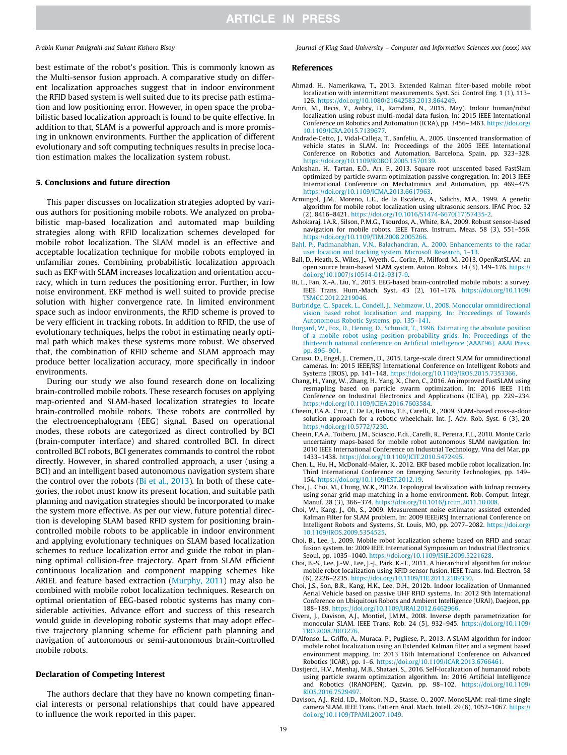best estimate of the robot's position. This is commonly known as the Multi-sensor fusion approach. A comparative study on different localization approaches suggest that in indoor environment the RFID based system is well suited due to its precise path estimation and low positioning error. However, in open space the probabilistic based localization approach is found to be quite effective. In addition to that, SLAM is a powerful approach and is more promising in unknown environments. Further the application of different evolutionary and soft computing techniques results in precise location estimation makes the localization system robust.

## 5. Conclusions and future direction

This paper discusses on localization strategies adopted by various authors for positioning mobile robots. We analyzed on probabilistic map-based localization and automated map building strategies along with RFID localization schemes developed for mobile robot localization. The SLAM model is an effective and acceptable localization technique for mobile robots employed in unfamiliar zones. Combining probabilistic localization approach such as EKF with SLAM increases localization and orientation accuracy, which in turn reduces the positioning error. Further, in low noise environment, EKF method is well suited to provide precise solution with higher convergence rate. In limited environment space such as indoor environments, the RFID scheme is proved to be very efficient in tracking robots. In addition to RFID, the use of evolutionary techniques, helps the robot in estimating nearly optimal path which makes these systems more robust. We observed that, the combination of RFID scheme and SLAM approach may produce better localization accuracy, more specifically in indoor environments.

During our study we also found research done on localizing brain-controlled mobile robots. These research focuses on applying map-oriented and SLAM-based localization strategies to locate brain-controlled mobile robots. These robots are controlled by the electroencephalogram (EEG) signal. Based on operational modes, these robots are categorized as direct controlled by BCI (brain-computer interface) and shared controlled BCI. In direct controlled BCI robots, BCI generates commands to control the robot directly. However, in shared controlled approach, a user (using a BCI) and an intelligent based autonomous navigation system share the control over the robots (Bi et al., 2013). In both of these categories, the robot must know its present location, and suitable path planning and navigation strategies should be incorporated to make the system more effective. As per our view, future potential direction is developing SLAM based RFID system for positioning brain-controlled mobile robots to be applicable in indoor environment and applying evolutionary techniques on SLAM based localization schemes to reduce localization error and guide the robot in planning optimal collision-free trajectory. Apart from SLAM efficient continuous localization and component mapping schemes like ARIEL and feature based extraction (Murphy, 2011) may also be combined with mobile robot localization techniques. Research on optimal orientation of EEG-based robotic systems has many considerable activities. Advance effort and success of this research would guide in developing robotic systems that may adopt effective trajectory planning scheme for efficient path planning and navigation of autonomous or semi-autonomous brain-controlled mobile robots.

## Declaration of Competing Interest

The authors declare that they have no known competing financial interests or personal relationships that could have appeared to influence the work reported in this paper.

## References

Ahmad, H., Namerikawa, T., 2013. Extended Kalman filter-based mobile robot localization with intermittent measurements. Syst. Sci. Control Eng. 1 (1), 113–126. https://doi.org/10.1080/21642583.2013.864249.

Amri, M., Becis, Y., Aubry, D., Ramdani, N., 2015. May). Indoor human/robot localization using robust multi-modal data fusion. In: 2015 IEEE International Conference on Robotics and Automation (ICRA), pp. 3456–3463. https://doi.org/10.1109/ICRA.2015.7139677.

Andrade-Cetto, J., Vidal-Calleja, T., Sanfeliu, A., 2005. Unscented transformation of vehicle states in SLAM. In: Proceedings of the 2005 IEEE International Conference on Robotics and Automation, Barcelona, Spain, pp. 323–328. https://doi.org/10.1109/ROBOT.2005.1570139.

Ankışhan, H., Tartan, E.Ö., Arı, F., 2013. Square root unscented based FastSlam optimized by particle swarm optimization passive congregation. In: 2013 IEEE International Conference on Mechatronics and Automation, pp. 469–475. https://doi.org/10.1109/ICMA.2013.6617963.

Armingol, J.M., Moreno, L.E., de la Escalera, A., Salichs, M.A., 1999. A genetic algorithm for mobile robot localization using ultrasonic sensors. IFAC Proc. 32 (2), 8416–8421. https://doi.org/10.1016/S1474-6670(17)57435-2.

Ashokaraj, I.A.R., Silson, P.M.G., Tsourdos, A., White, B.A., 2009. Robust sensor-based navigation for mobile robots. IEEE Trans. Instrum. Meas. 58 (3), 551–556. https://doi.org/10.1109/TIM.2008.2005266.

Bahl, P., Padmanabhan, V.N., Balachandran, A., 2000. Enhancements to the radar user location and tracking system. Microsoft Research, 1–13.

Ball, D., Heath, S., Wiles, J., Wyeth, G., Corke, P., Milford, M., 2013. OpenRatSLAM: an open source brain-based SLAM system. Auton. Robots. 34 (3), 149–176. https://doi.org/10.1007/s10514-012-9317-9.

Bi, L., Fan, X.-A., Liu, Y., 2013. EEG-based brain-controlled mobile robots: a survey. IEEE Trans. Hum.-Mach. Syst. 43 (2), 161–176. https://doi.org/10.1109/TSMCC.2012.2219046.

Burbridge, C., Spacek, L., Condell, J., Nehmzow, U., 2008. Monocular omnidirectional vision based robot localisation and mapping. In: Proceedings of Towards Autonomous Robotic Systems, pp. 135–141.

Burgard, W., Fox, D., Hennig, D., Schmidt, T., 1996. Estimating the absolute position of a mobile robot using position probability grids. In: Proceedings of the thirteenth national conference on Artificial intelligence (AAAI'96). AAAI Press, pp. 896–901.

Caruso, D., Engel, J., Cremers, D., 2015. Large-scale direct SLAM for omnidirectional cameras. In: 2015 IEEE/RSJ International Conference on Intelligent Robots and Systems (IROS), pp. 141–148. https://doi.org/10.1109/IROS.2015.7353366.

Chang, H., Yang, W., Zhang, H., Yang, X., Chen, C., 2016. An improved FastSLAM using resmapling based on particle swarm optimization. In: 2016 IEEE 11th Conference on Industrial Electronics and Applications (ICIEA), pp. 229–234. https://doi.org/10.1109/ICIEA.2016.7603584.

Cheein, F.A.A., Cruz, C. De La, Bastos, T.F., Carelli, R., 2009. SLAM-based cross-a-door solution approach for a robotic wheelchair. Int. J. Adv. Rob. Syst. 6 (3), 20. https://doi.org/10.5772/7230.

Cheein, F.A.A., Toibero, J.M., Sciascio, F.di., Carelli, R., Pereira, F.L., 2010. Monte Carlo uncertainty maps-based for mobile robot autonomous SLAM navigation. In: 2010 IEEE International Conference on Industrial Technology, Vina del Mar, pp. 1433–1438. https://doi.org/10.1109/ICIT.2010.5472495.

Chen, L., Hu, H., McDonald-Maier, K., 2012. EKF based mobile robot localization. In: Third International Conference on Emerging Security Technologies, pp. 149–154. https://doi.org/10.1109/EST.2012.19.

Choi, J., Choi, M., Chung, W.K., 2012a. Topological localization with kidnap recovery using sonar grid map matching in a home environment. Rob. Comput. Integr. Manuf. 28 (3), 366–374. https://doi.org/10.1016/j.rcim.2011.10.008.

Choi, W., Kang, J., Oh, S., 2009. Measurement noise estimator assisted extended Kalman Filter for SLAM problem. In: 2009 IEEE/RSJ International Conference on Intelligent Robots and Systems, St. Louis, MO, pp. 2077–2082. https://doi.org/10.1109/IROS.2009.5354525.

Choi, B., Lee, J., 2009. Mobile robot localization scheme based on RFID and sonar fusion system. In: 2009 IEEE International Symposium on Industrial Electronics, Seoul, pp. 1035–1040. https://doi.org/10.1109/ISIE.2009.5221628.

Choi, B.-S., Lee, J.-W., Lee, J.-J., Park, K.-T., 2011. A hierarchical algorithm for indoor mobile robot localization using RFID sensor fusion. IEEE Trans. Ind. Electron. 58 (6), 2226–2235. https://doi.org/10.1109/TIE.2011.2109330.

Choi, J.S., Son, B.R., Kang, H.K., Lee, D.H., 2012b. Indoor localization of Unmanned Aerial Vehicle based on passive UHF RFID systems. In: 2012 9th International Conference on Ubiquitous Robots and Ambient Intelligence (URAI), Daejeon, pp. 188–189. https://doi.org/10.1109/URAI.2012.6462966.

Civera, J., Davison, A.J., Montiel, J.M.M., 2008. Inverse depth parametrization for monocular SLAM. IEEE Trans. Rob. 24 (5), 932–945. https://doi.org/10.1109/TRO.2008.2003276.

D'Alfonso, L., Griffo, A., Muraca, P., Pugliese, P., 2013. A SLAM algorithm for indoor mobile robot localization using an Extended Kalman filter and a segment based environment mapping. In: 2013 16th International Conference on Advanced Robotics (ICAR), pp. 1–6. https://doi.org/10.1109/ICAR.2013.6766461.

Dastjerdi, H.V., Menhaj, M.B., Shataei, S., 2016. Self-localization of humanoid robots using particle swarm optimization algorithm. In: 2016 Artificial Intelligence and Robotics (IRANOPEN), Qazvin, pp. 98–102. https://doi.org/10.1109/RIOS.2016.7529497.

Davison, A.J., Reid, I.D., Molton, N.D., Stasse, O., 2007. MonoSLAM: real-time single camera SLAM. IEEE Trans. Pattern Anal. Mach. Intell. 29 (6), 1052–1067. https://doi.org/10.1109/TPAMI.2007.1049.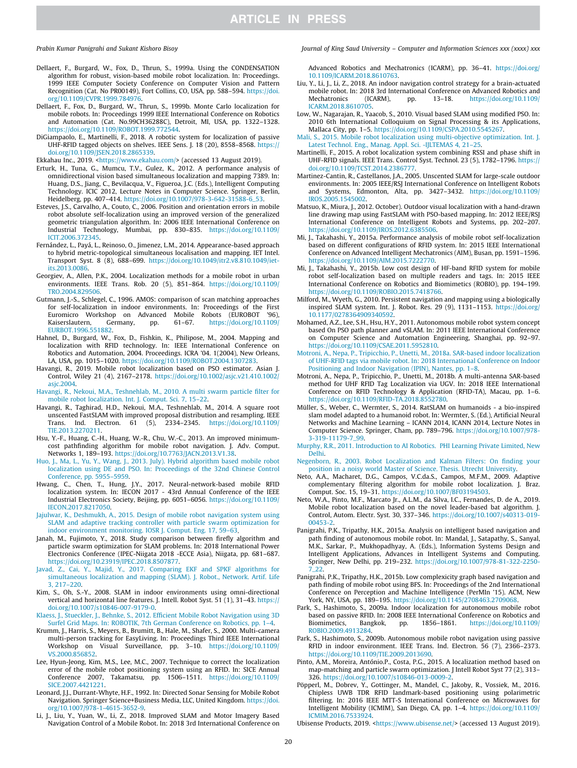Dellaert, F., Burgard, W., Fox, D., Thrun, S., 1999a. Using the CONDENSATION algorithm for robust, vision-based mobile robot localization. In: Proceedings. 1999 IEEE Computer Society Conference on Computer Vision and Pattern Recognition (Cat. No PR00149), Fort Collins, CO, USA, pp. 588–594. https://doi.org/10.1109/CVPR.1999.784976.

Dellaert, F., Fox, D., Burgard, W., Thrun, S., 1999b. Monte Carlo localization for mobile robots. In: Proceedings 1999 IEEE International Conference on Robotics and Automation (Cat. No.99CH36288C), Detroit, MI, USA, pp. 1322–1328. https://doi.org/10.1109/ROBOT.1999.772544.

DiGiampaolo, E., Martinelli, F., 2018. A robotic system for localization of passive UHF-RFID tagged objects on shelves. IEEE Sens. J. 18 (20), 8558–8568. https://doi.org/10.1109/JSEN.2018.2865339.

Ekkahau Inc., 2019. <https://www.ekahau.com/> (accessed 13 August 2019).

Erturk, H., Tuna, G., Mumcu, T.V., Gulez, K., 2012. A performance analysis of omnidirectional vision based simultaneous localization and mapping 7389. In: Huang, D.S., Jiang, C., Bevilacqua, V., Figueroa, J.C. (Eds.), Intelligent Computing Technology. ICIC 2012, Lecture Notes in Computer Science. Springer, Berlin, Heidelberg, pp. 407–414. https://doi.org/10.1007/978-3-642-31588-6_53.

Esteves, J.S., Carvalho, A., Couto, C., 2006. Position and orientation errors in mobile robot absolute self-localization using an improved version of the generalized geometric triangulation algorithm. In: 2006 IEEE International Conference on Industrial Technology, Mumbai, pp. 830–835. https://doi.org/10.1109/ICIT.2006.372345.

Fernández, L., Payá, L., Reinoso, O., Jimenez, L.M., 2014. Appearance-based approach to hybrid metric-topological simultaneous localisation and mapping. IET Intel. Transport Syst. 8 (8), 688–699. https://doi.org/10.1049/itr2.v8.810.1049/iet-its.2013.0086.

Georgiev, A., Allen, P.K., 2004. Localization methods for a mobile robot in urban environments. IEEE Trans. Rob. 20 (5), 851–864. https://doi.org/10.1109/TRO.2004.829506.

Gutmann, J.-S., Schlegel, C., 1996. AMOS: comparison of scan matching approaches for self-localization in indoor environments. In: Proceedings of the First Euromicro Workshop on Advanced Mobile Robots (EUROBOT '96), Kaiserslautern, Germany, pp. 61–67. https://doi.org/10.1109/EURBOT.1996.551882.

Hahnel, D., Burgard, W., Fox, D., Fishkin, K., Philipose, M., 2004. Mapping and localization with RFID technology. In: IEEE International Conference on Robotics and Automation, 2004. Proceedings. ICRA '04. 1(2004), New Orleans, LA, USA, pp. 1015–1020. https://doi.org/10.1109/ROBOT.2004.1307283.

Havangi, R., 2019. Mobile robot localization based on PSO estimator. Asian J. Control, Wiley 21 (4), 2167–2178. https://doi.org/10.1002/asjc.v21.410.1002/asjc.2004.

Havangi, R., Nekoui, M.A., Teshnehlab, M., 2010. A multi swarm particle filter for mobile robot localization. Int. J. Comput. Sci. 7, 15–22.

Havangi, R., Taghirad, H.D., Nekoui, M.A., Teshnehlab, M., 2014. A square root unscented FastSLAM with improved proposal distribution and resampling. IEEE Trans. Ind. Electron. 61 (5), 2334–2345. https://doi.org/10.1109/TIE.2013.2270211.

Hsu, Y.-F., Huang, C.-H., Huang, W.-R., Chu, W.-C., 2013. An improved minimum-cost pathfinding algorithm for mobile robot navigation. J. Adv. Comput. Networks 1, 189–193. https://doi.org/10.7763/JACN.2013.V1.38.

Huo, J., Ma, L., Yu, Y., Wang, J., 2013. July). Hybrid algorithm based mobile robot localization using DE and PSO. In: Proceedings of the 32nd Chinese Control Conference, pp. 5955–5959.

Hwang, C., Chen, T., Hung, J.Y., 2017. Neural-network-based mobile RFID localization system. In: IECON 2017 - 43rd Annual Conference of the IEEE Industrial Electronics Society, Beijing, pp. 6051–6056. https://doi.org/10.1109/IECON.2017.8217050.

Jajulwar, K., Deshmukh, A., 2015. Design of mobile robot navigation system using SLAM and adaptive tracking controller with particle swarm optimization for indoor environment monitoring. IOSR J. Comput. Eng. 17, 59–63.

Janah, M., Fujimoto, Y., 2018. Study comparison between firefly algorithm and particle swarm optimization for SLAM problems. In: 2018 International Power Electronics Conference (IPEC-Niigata 2018 -ECCE Asia), Niigata, pp. 681–687. https://doi.org/10.23919/IPEC.2018.8507877.

Javad, Z., Cai, Y., Majid, Y., 2017. Comparing EKF and SPKF algorithms for simultaneous localization and mapping (SLAM). J. Robot., Network. Artif. Life 3, 217–220.

Kim, S., Oh, S.-Y., 2008. SLAM in indoor environments using omni-directional vertical and horizontal line features. J. Intell. Robot Syst. 51 (1), 31–43. https://doi.org/10.1007/s10846-007-9179-0.

Klaess, J., Stueckler, J., Behnke, S., 2012. Efficient Mobile Robot Navigation using 3D Surfel Grid Maps. In: ROBOTIK, 7th German Conference on Robotics, pp. 1–4.

Krumm, J., Harris, S., Meyers, B., Brumitt, B., Hale, M., Shafer, S., 2000. Multi-camera multi-person tracking for EasyLiving. In: Proceedings Third IEEE International Workshop on Visual Surveillance, pp. 3–10. https://doi.org/10.1109/VS.2000.856852.

Lee, Hyun-Jeong, Kim, M.S., Lee, M.C., 2007. Technique to correct the localization error of the mobile robot positioning system using an RFID. In: SICE Annual Conference 2007, Takamatsu, pp. 1506–1511. https://doi.org/10.1109/SICE.2007.4421221.

Leonard, J.J., Durrant-Whyte, H.F., 1992. In: Directed Sonar Sensing for Mobile Robot Navigation. Springer Science+Business Media, LLC, United Kingdom. https://doi.org/10.1007/978-1-4615-3652-9.

Li, J., Liu, Y., Yuan, W., Li, Z., 2018. Improved SLAM and Motor Imagery Based Navigation Control of a Mobile Robot. In: 2018 3rd International Conference on Advanced Robotics and Mechatronics (ICARM), pp. 36–41. https://doi.org/10.1109/ICARM.2018.8610763.

Liu, Y., Li, J., Li, Z., 2018. An indoor navigation control strategy for a brain-actuated mobile robot. In: 2018 3rd International Conference on Advanced Robotics and Mechatronics (ICARM), pp. 13–18. https://doi.org/10.1109/ICARM.2018.8610705.

Low, W., Nagarajan, R., Yaacob, S., 2010. Visual based SLAM using modified PSO. In: 2010 6th International Colloquium on Signal Processing & its Applications, Mallaca City, pp. 1–5. https://doi.org/10.1109/CSPA.2010.5545267.

Mali, S., 2015. Mobile robot localization using multi-objective optimization. Int. J. Latest Technol. Eng., Manag. Appl. Sci. -IJLTEMAS 4, 21–25.

Martinelli, F., 2015. A robot localization system combining RSSI and phase shift in UHF-RFID signals. IEEE Trans. Control Syst. Technol. 23 (5), 1782–1796. https://doi.org/10.1109/TCST.2014.2386777.

Martinez-Cantin, R., Castellanos, J.A., 2005. Unscented SLAM for large-scale outdoor environments. In: 2005 IEEE/RSJ International Conference on Intelligent Robots and Systems, Edmonton, Alta, pp. 3427–3432. https://doi.org/10.1109/IROS.2005.1545002.

Matsuo, K., Miura, J., 2012. October). Outdoor visual localization with a hand-drawn line drawing map using FastSLAM with PSO-based mapping. In: 2012 IEEE/RSJ International Conference on Intelligent Robots and Systems, pp. 202–207. https://doi.org/10.1109/IROS.2012.6385506.

Mi, J., Takahashi, Y., 2015a. Performance analysis of mobile robot self-localization based on different configurations of RFID system. In: 2015 IEEE International Conference on Advanced Intelligent Mechatronics (AIM), Busan, pp. 1591–1596. https://doi.org/10.1109/AIM.2015.7222770.

Mi, J., Takahashi, Y., 2015b. Low cost design of HF-band RFID system for mobile robot self-localization based on multiple readers and tags. In: 2015 IEEE International Conference on Robotics and Biomimetics (ROBIO), pp. 194–199. https://doi.org/10.1109/ROBIO.2015.7418766.

Milford, M., Wyeth, G., 2010. Persistent navigation and mapping using a biologically inspired SLAM system. Int. J. Robot. Res. 29 (9), 1131–1153. https://doi.org/10.1177/0278364909340592.

Mohamed, A.Z., Lee, S.H., Hsu, H.Y., 2011. Autonomous mobile robot system concept based On PSO path planner and vSLAM. In: 2011 IEEE International Conference on Computer Science and Automation Engineering, Shanghai, pp. 92–97. https://doi.org/10.1109/CSAE.2011.5952810.

Motroni, A., Nepa, P., Tripicchio, P., Unetti, M., 2018a. SAR-based indoor localization of UHF-RFID tags via mobile robot. In: 2018 International Conference on Indoor Positioning and Indoor Navigation (IPIN), Nantes, pp. 1–8.

Motroni, A., Nepa, P., Tripicchio, P., Unetti, M., 2018b. A multi-antenna SAR-based method for UHF RFID Tag Localization via UGV. In: 2018 IEEE International Conference on RFID Technology & Application (RFID-TA), Macau, pp. 1–6. https://doi.org/10.1109/RFID-TA.2018.8552780.

Müller, S., Weber, C., Wermter, S., 2014. RatSLAM on humanoids - a bio-inspired slam model adapted to a humanoid robot. In: Wermter, S. (Ed.), Artificial Neural Networks and Machine Learning – ICANN 2014, ICANN 2014, Lecture Notes in Computer Science. Springer, Cham, pp. 789–796. https://doi.org/10.1007/978-3-319-11179-7_99.

Murphy, R.R., 2011. Introduction to AI Robotics. PHI Learning Private Limited, New Delhi.

Negenborn, R., 2003. Robot Localization and Kalman Filters: On finding your position in a noisy world Master of Science. Thesis. Utrecht University.

Neto, A.A., Macharet, D.G., Campos, V.C.da.S., Campos, M.F.M., 2009. Adaptive complementary filtering algorithm for mobile robot localization. J. Braz. Comput. Soc. 15, 19–31. https://doi.org/10.1007/BF03194503.

Neto, W.A., Pinto, M.F., Marcato Jr., A.L.M., da Silva, I.C., Fernandes, D. de A., 2019. Mobile robot localization based on the novel leader-based bat algorithm. J. Control, Autom. Electr. Syst. 30, 337–346. https://doi.org/10.1007/s40313-019-00453-2.

Panigrahi, P.K., Tripathy, H.K., 2015a. Analysis on intelligent based navigation and path finding of autonomous mobile robot. In: Mandal, J., Satapathy, S., Sanyal, M.K., Sarkar, P., Mukhopadhyay, A. (Eds.), Information Systems Design and Intelligent Applications, Advances in Intelligent Systems and Computing. Springer, New Delhi, pp. 219–232. https://doi.org/10.1007/978-81-322-2250-7_22.

Panigrahi, P.K., Tripathy, H.K., 2015b. Low complexicity graph based navigation and path finding of mobile robot using BFS. In: Proceedings of the 2nd International Conference on Perception and Machine Intelligence (PerMIn '15). ACM, New York, NY, USA, pp. 189–195. https://doi.org/10.1145/2708463.2709068.

Park, S., Hashimoto, S., 2009a. Indoor localization for autonomous mobile robot based on passive RFID. In: 2008 IEEE International Conference on Robotics and Biomimetics, Bangkok, pp. 1856–1861. https://doi.org/10.1109/ROBIO.2009.4913284.

Park, S., Hashimoto, S., 2009b. Autonomous mobile robot navigation using passive RFID in indoor environment. IEEE Trans. Ind. Electron. 56 (7), 2366–2373. https://doi.org/10.1109/TIE.2009.2013690.

Pinto, A.M., Moreira, António.P., Costa, P.G., 2015. A localization method based on map-matching and particle swarm optimization. J Intell Robot Syst 77 (2), 313–326. https://doi.org/10.1007/s10846-013-0009-2.

Pöpperl, M., Dobrev, Y., Gottinger, M., Mandel, C., Jakoby, R., Vossiek, M., 2016. Chipless UWB TDR RFID landmark-based positioning using polarimetric filtering. In: 2016 IEEE MTT-S International Conference on Microwaves for Intelligent Mobility (ICMIM), San Diego, CA, pp. 1–4. https://doi.org/10.1109/ICMIM.2016.7533924.

Ubisense Products, 2019. <https://www.ubisense.net/> (accessed 13 August 2019).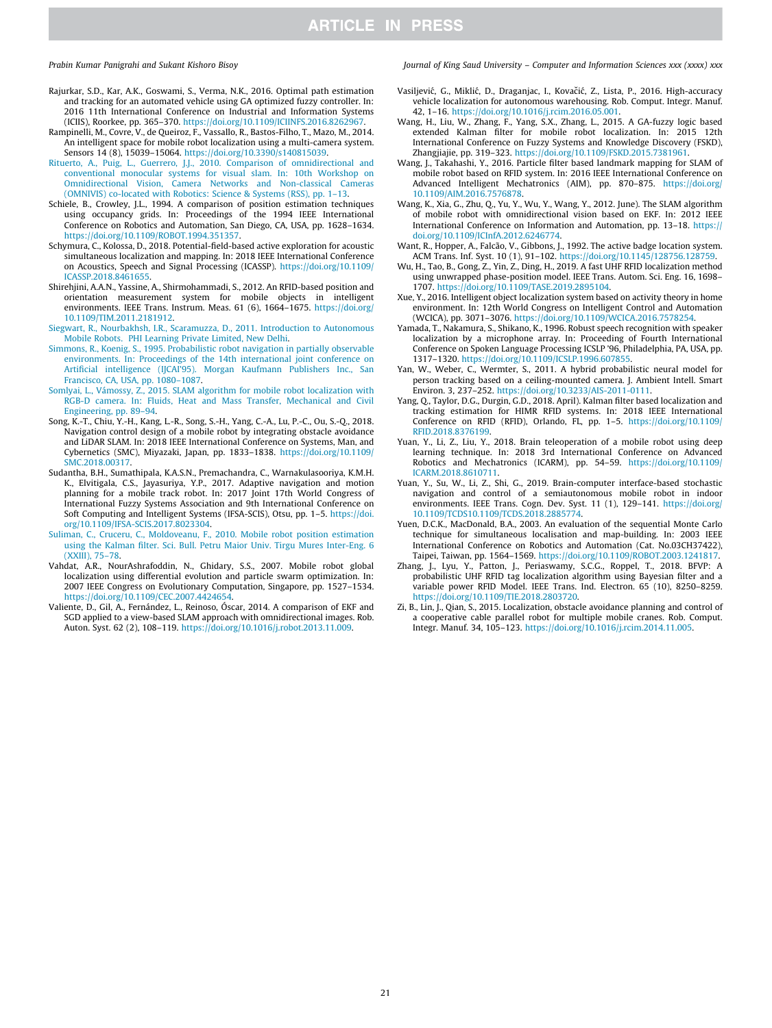Rajurkar, S.D., Kar, A.K., Goswami, S., Verma, N.K., 2016. Optimal path estimation and tracking for an automated vehicle using GA optimized fuzzy controller. In: 2016 11th International Conference on Industrial and Information Systems (ICIIS), Roorkee, pp. 365–370. https://doi.org/10.1109/ICIINFS.2016.8262967.

Rampinelli, M., Covre, V., de Queiroz, F., Vassallo, R., Bastos-Filho, T., Mazo, M., 2014. An intelligent space for mobile robot localization using a multi-camera system. Sensors 14 (8), 15039–15064. https://doi.org/10.3390/s140815039.

Rituerto, A., Puig, L., Guerrero, J.J., 2010. Comparison of omnidirectional and conventional monocular systems for visual slam. In: 10th Workshop on Omnidirectional Vision, Camera Networks and Non-classical Cameras (OMNIVIS) co-located with Robotics: Science & Systems (RSS), pp. 1–13.

Schiele, B., Crowley, J.L., 1994. A comparison of position estimation techniques using occupancy grids. In: Proceedings of the 1994 IEEE International Conference on Robotics and Automation, San Diego, CA, USA, pp. 1628–1634. https://doi.org/10.1109/ROBOT.1994.351357.

Schymura, C., Kolossa, D., 2018. Potential-field-based active exploration for acoustic simultaneous localization and mapping. In: 2018 IEEE International Conference on Acoustics, Speech and Signal Processing (ICASSP). https://doi.org/10.1109/ICASSP.2018.8461655.

Shirehjini, A.A.N., Yassine, A., Shirmohammadi, S., 2012. An RFID-based position and orientation measurement system for mobile objects in intelligent environments. IEEE Trans. Instrum. Meas. 61 (6), 1664–1675. https://doi.org/10.1109/TIM.2011.2181912.

Siegwart, R., Nourbakhsh, I.R., Scaramuzza, D., 2011. Introduction to Autonomous Mobile Robots. PHI Learning Private Limited, New Delhi.

Simmons, R., Koenig, S., 1995. Probabilistic robot navigation in partially observable environments. In: Proceedings of the 14th international joint conference on Artificial intelligence (IJCAI'95). Morgan Kaufmann Publishers Inc., San Francisco, CA, USA, pp. 1080–1087.

Somlyai, L., Vámossy, Z., 2015. SLAM algorithm for mobile robot localization with RGB-D camera. In: Fluids, Heat and Mass Transfer, Mechanical and Civil Engineering, pp. 89–94.

Song, K.-T., Chiu, Y.-H., Kang, L.-R., Song, S.-H., Yang, C.-A., Lu, P.-C., Ou, S.-Q., 2018. Navigation control design of a mobile robot by integrating obstacle avoidance and LiDAR SLAM. In: 2018 IEEE International Conference on Systems, Man, and Cybernetics (SMC), Miyazaki, Japan, pp. 1833–1838. https://doi.org/10.1109/SMC.2018.00317.

Sudantha, B.H., Sumathipala, K.A.S.N., Premachandra, C., Warnakulasooriya, K.M.H. K., Elvitigala, C.S., Jayasuriya, Y.P., 2017. Adaptive navigation and motion planning for a mobile track robot. In: 2017 Joint 17th World Congress of International Fuzzy Systems Association and 9th International Conference on Soft Computing and Intelligent Systems (IFSA-SCIS), Otsu, pp. 1–5. https://doi.org/10.1109/IFSA-SCIS.2017.8023304.

Suliman, C., Cruceru, C., Moldoveanu, F., 2010. Mobile robot position estimation using the Kalman filter. Sci. Bull. Petru Maior Univ. Tirgu Mures Inter-Eng. 6 (XXIII), 75–78.

Vahdat, A.R., NourAshrafoddin, N., Ghidary, S.S., 2007. Mobile robot global localization using differential evolution and particle swarm optimization. In: 2007 IEEE Congress on Evolutionary Computation, Singapore, pp. 1527–1534. https://doi.org/10.1109/CEC.2007.4424654.

Valiente, D., Gil, A., Fernández, L., Reinoso, Óscar, 2014. A comparison of EKF and SGD applied to a view-based SLAM approach with omnidirectional images. Rob. Auton. Syst. 62 (2), 108–119. https://doi.org/10.1016/j.robot.2013.11.009.

Vasiljević, G., Miklić, D., Draganjac, I., Kovačić, Z., Lista, P., 2016. High-accuracy vehicle localization for autonomous warehousing. Rob. Comput. Integr. Manuf. 42, 1–16. https://doi.org/10.1016/j.rcim.2016.05.001.

Wang, H., Liu, W., Zhang, F., Yang, S.X., Zhang, L., 2015. A GA-fuzzy logic based extended Kalman filter for mobile robot localization. In: 2015 12th International Conference on Fuzzy Systems and Knowledge Discovery (FSKD), Zhangjiajie, pp. 319–323. https://doi.org/10.1109/FSKD.2015.7381961.

Wang, J., Takahashi, Y., 2016. Particle filter based landmark mapping for SLAM of mobile robot based on RFID system. In: 2016 IEEE International Conference on Advanced Intelligent Mechatronics (AIM), pp. 870–875. https://doi.org/10.1109/AIM.2016.7576878.

Wang, K., Xia, G., Zhu, Q., Yu, Y., Wu, Y., Wang, Y., 2012. June). The SLAM algorithm of mobile robot with omnidirectional vision based on EKF. In: 2012 IEEE International Conference on Information and Automation, pp. 13–18. https://doi.org/10.1109/ICInfA.2012.6246774.

Want, R., Hopper, A., Falcão, V., Gibbons, J., 1992. The active badge location system. ACM Trans. Inf. Syst. 10 (1), 91–102. https://doi.org/10.1145/128756.128759.

Wu, H., Tao, B., Gong, Z., Yin, Z., Ding, H., 2019. A fast UHF RFID localization method using unwrapped phase-position model. IEEE Trans. Autom. Sci. Eng. 16, 1698–1707. https://doi.org/10.1109/TASE.2019.2895104.

Xue, Y., 2016. Intelligent object localization system based on activity theory in home environment. In: 12th World Congress on Intelligent Control and Automation (WCICA), pp. 3071–3076. https://doi.org/10.1109/WCICA.2016.7578254.

Yamada, T., Nakamura, S., Shikano, K., 1996. Robust speech recognition with speaker localization by a microphone array. In: Proceeding of Fourth International Conference on Spoken Language Processing ICSLP '96, Philadelphia, PA, USA, pp. 1317–1320. https://doi.org/10.1109/ICSLP.1996.607855.

Yan, W., Weber, C., Wermter, S., 2011. A hybrid probabilistic neural model for person tracking based on a ceiling-mounted camera. J. Ambient Intell. Smart Environ. 3, 237–252. https://doi.org/10.3233/AIS-2011-0111.

Yang, Q., Taylor, D.G., Durgin, G.D., 2018. April). Kalman filter based localization and tracking estimation for HIMR RFID systems. In: 2018 IEEE International Conference on RFID (RFID), Orlando, FL, pp. 1–5. https://doi.org/10.1109/RFID.2018.8376199.

Yuan, Y., Li, Z., Liu, Y., 2018. Brain teleoperation of a mobile robot using deep learning technique. In: 2018 3rd International Conference on Advanced Robotics and Mechatronics (ICARM), pp. 54–59. https://doi.org/10.1109/ICARM.2018.8610711.

Yuan, Y., Su, W., Li, Z., Shi, G., 2019. Brain-computer interface-based stochastic navigation and control of a semiautonomous mobile robot in indoor environments. IEEE Trans. Cogn. Dev. Syst. 11 (1), 129–141. https://doi.org/10.1109/TCDS10.1109/TCDS.2018.2885774.

Yuen, D.C.K., MacDonald, B.A., 2003. An evaluation of the sequential Monte Carlo technique for simultaneous localisation and map-building. In: 2003 IEEE International Conference on Robotics and Automation (Cat. No.03CH37422), Taipei, Taiwan, pp. 1564–1569. https://doi.org/10.1109/ROBOT.2003.1241817.

Zhang, J., Lyu, Y., Patton, J., Periaswamy, S.C.G., Roppel, T., 2018. BFVP: A probabilistic UHF RFID tag localization algorithm using Bayesian filter and a variable power RFID Model. IEEE Trans. Ind. Electron. 65 (10), 8250–8259. https://doi.org/10.1109/TIE.2018.2803720.

Zi, B., Lin, J., Qian, S., 2015. Localization, obstacle avoidance planning and control of a cooperative cable parallel robot for multiple mobile cranes. Rob. Comput. Integr. Manuf. 34, 105–123. https://doi.org/10.1016/j.rcim.2014.11.005.